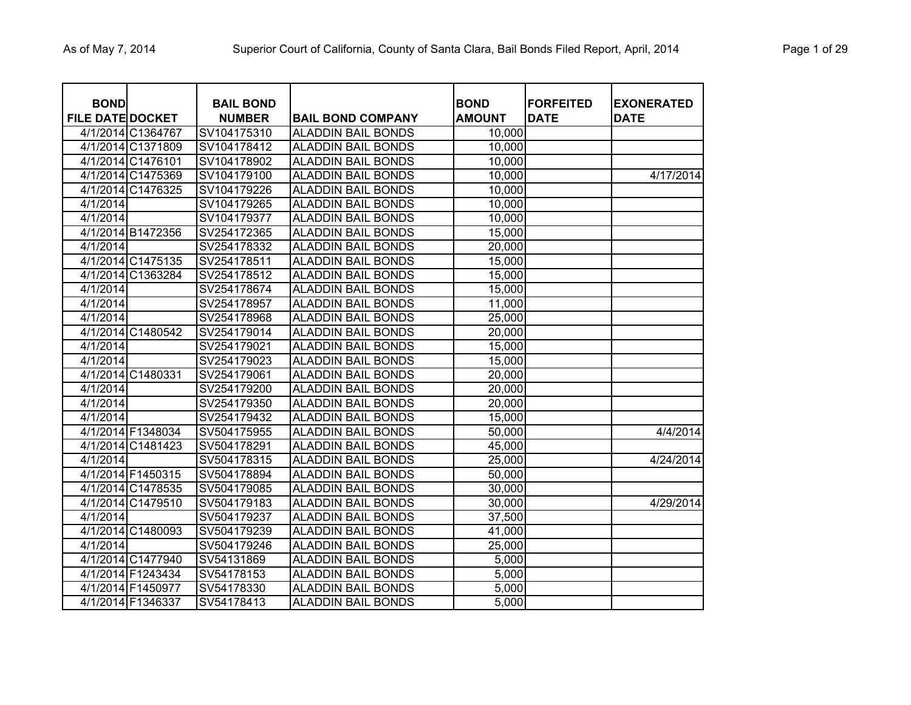| BOND FILE DATE | DOCKET | BAIL BOND NUMBER | BAIL BOND COMPANY | BOND AMOUNT | FORFEITED DATE | EXONERATED DATE |
|---|---|---|---|---|---|---|
| 4/1/2014 | C1364767 | SV104175310 | ALADDIN BAIL BONDS | 10,000 | | |
| 4/1/2014 | C1371809 | SV104178412 | ALADDIN BAIL BONDS | 10,000 | | |
| 4/1/2014 | C1476101 | SV104178902 | ALADDIN BAIL BONDS | 10,000 | | |
| 4/1/2014 | C1475369 | SV104179100 | ALADDIN BAIL BONDS | 10,000 | | 4/17/2014 |
| 4/1/2014 | C1476325 | SV104179226 | ALADDIN BAIL BONDS | 10,000 | | |
| 4/1/2014 | | SV104179265 | ALADDIN BAIL BONDS | 10,000 | | |
| 4/1/2014 | | SV104179377 | ALADDIN BAIL BONDS | 10,000 | | |
| 4/1/2014 | B1472356 | SV254172365 | ALADDIN BAIL BONDS | 15,000 | | |
| 4/1/2014 | | SV254178332 | ALADDIN BAIL BONDS | 20,000 | | |
| 4/1/2014 | C1475135 | SV254178511 | ALADDIN BAIL BONDS | 15,000 | | |
| 4/1/2014 | C1363284 | SV254178512 | ALADDIN BAIL BONDS | 15,000 | | |
| 4/1/2014 | | SV254178674 | ALADDIN BAIL BONDS | 15,000 | | |
| 4/1/2014 | | SV254178957 | ALADDIN BAIL BONDS | 11,000 | | |
| 4/1/2014 | | SV254178968 | ALADDIN BAIL BONDS | 25,000 | | |
| 4/1/2014 | C1480542 | SV254179014 | ALADDIN BAIL BONDS | 20,000 | | |
| 4/1/2014 | | SV254179021 | ALADDIN BAIL BONDS | 15,000 | | |
| 4/1/2014 | | SV254179023 | ALADDIN BAIL BONDS | 15,000 | | |
| 4/1/2014 | C1480331 | SV254179061 | ALADDIN BAIL BONDS | 20,000 | | |
| 4/1/2014 | | SV254179200 | ALADDIN BAIL BONDS | 20,000 | | |
| 4/1/2014 | | SV254179350 | ALADDIN BAIL BONDS | 20,000 | | |
| 4/1/2014 | | SV254179432 | ALADDIN BAIL BONDS | 15,000 | | |
| 4/1/2014 | F1348034 | SV504175955 | ALADDIN BAIL BONDS | 50,000 | | 4/4/2014 |
| 4/1/2014 | C1481423 | SV504178291 | ALADDIN BAIL BONDS | 45,000 | | |
| 4/1/2014 | | SV504178315 | ALADDIN BAIL BONDS | 25,000 | | 4/24/2014 |
| 4/1/2014 | F1450315 | SV504178894 | ALADDIN BAIL BONDS | 50,000 | | |
| 4/1/2014 | C1478535 | SV504179085 | ALADDIN BAIL BONDS | 30,000 | | |
| 4/1/2014 | C1479510 | SV504179183 | ALADDIN BAIL BONDS | 30,000 | | 4/29/2014 |
| 4/1/2014 | | SV504179237 | ALADDIN BAIL BONDS | 37,500 | | |
| 4/1/2014 | C1480093 | SV504179239 | ALADDIN BAIL BONDS | 41,000 | | |
| 4/1/2014 | | SV504179246 | ALADDIN BAIL BONDS | 25,000 | | |
| 4/1/2014 | C1477940 | SV54131869 | ALADDIN BAIL BONDS | 5,000 | | |
| 4/1/2014 | F1243434 | SV54178153 | ALADDIN BAIL BONDS | 5,000 | | |
| 4/1/2014 | F1450977 | SV54178330 | ALADDIN BAIL BONDS | 5,000 | | |
| 4/1/2014 | F1346337 | SV54178413 | ALADDIN BAIL BONDS | 5,000 | | |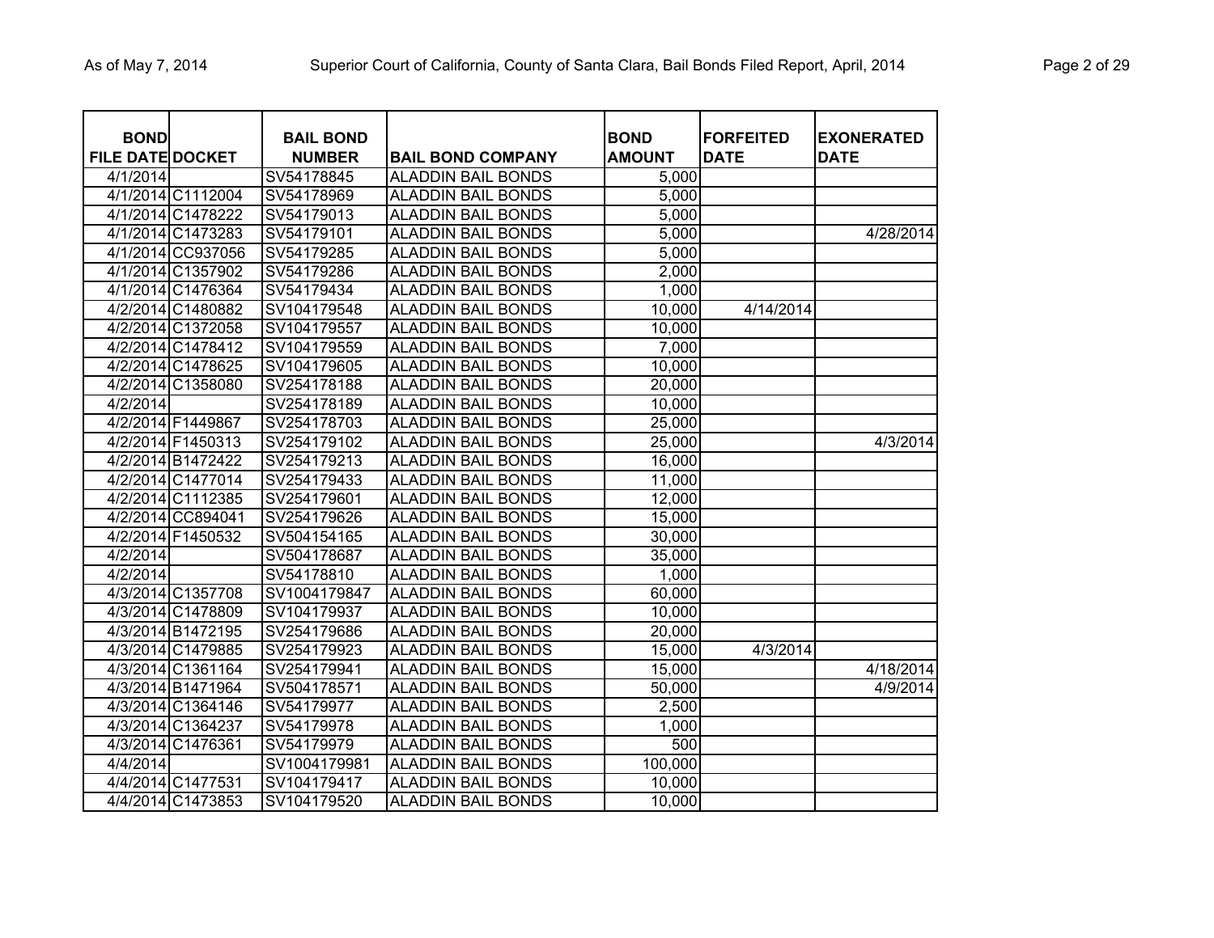| BOND FILE DATE | DOCKET | BAIL BOND NUMBER | BAIL BOND COMPANY | BOND AMOUNT | FORFEITED DATE | EXONERATED DATE |
|---|---|---|---|---|---|---|
| 4/1/2014 | | SV54178845 | ALADDIN BAIL BONDS | 5,000 | | |
| 4/1/2014 | C1112004 | SV54178969 | ALADDIN BAIL BONDS | 5,000 | | |
| 4/1/2014 | C1478222 | SV54179013 | ALADDIN BAIL BONDS | 5,000 | | |
| 4/1/2014 | C1473283 | SV54179101 | ALADDIN BAIL BONDS | 5,000 | | 4/28/2014 |
| 4/1/2014 | CC937056 | SV54179285 | ALADDIN BAIL BONDS | 5,000 | | |
| 4/1/2014 | C1357902 | SV54179286 | ALADDIN BAIL BONDS | 2,000 | | |
| 4/1/2014 | C1476364 | SV54179434 | ALADDIN BAIL BONDS | 1,000 | | |
| 4/2/2014 | C1480882 | SV104179548 | ALADDIN BAIL BONDS | 10,000 | 4/14/2014 | |
| 4/2/2014 | C1372058 | SV104179557 | ALADDIN BAIL BONDS | 10,000 | | |
| 4/2/2014 | C1478412 | SV104179559 | ALADDIN BAIL BONDS | 7,000 | | |
| 4/2/2014 | C1478625 | SV104179605 | ALADDIN BAIL BONDS | 10,000 | | |
| 4/2/2014 | C1358080 | SV254178188 | ALADDIN BAIL BONDS | 20,000 | | |
| 4/2/2014 | | SV254178189 | ALADDIN BAIL BONDS | 10,000 | | |
| 4/2/2014 | F1449867 | SV254178703 | ALADDIN BAIL BONDS | 25,000 | | |
| 4/2/2014 | F1450313 | SV254179102 | ALADDIN BAIL BONDS | 25,000 | | 4/3/2014 |
| 4/2/2014 | B1472422 | SV254179213 | ALADDIN BAIL BONDS | 16,000 | | |
| 4/2/2014 | C1477014 | SV254179433 | ALADDIN BAIL BONDS | 11,000 | | |
| 4/2/2014 | C1112385 | SV254179601 | ALADDIN BAIL BONDS | 12,000 | | |
| 4/2/2014 | CC894041 | SV254179626 | ALADDIN BAIL BONDS | 15,000 | | |
| 4/2/2014 | F1450532 | SV504154165 | ALADDIN BAIL BONDS | 30,000 | | |
| 4/2/2014 | | SV504178687 | ALADDIN BAIL BONDS | 35,000 | | |
| 4/2/2014 | | SV54178810 | ALADDIN BAIL BONDS | 1,000 | | |
| 4/3/2014 | C1357708 | SV1004179847 | ALADDIN BAIL BONDS | 60,000 | | |
| 4/3/2014 | C1478809 | SV104179937 | ALADDIN BAIL BONDS | 10,000 | | |
| 4/3/2014 | B1472195 | SV254179686 | ALADDIN BAIL BONDS | 20,000 | | |
| 4/3/2014 | C1479885 | SV254179923 | ALADDIN BAIL BONDS | 15,000 | 4/3/2014 | |
| 4/3/2014 | C1361164 | SV254179941 | ALADDIN BAIL BONDS | 15,000 | | 4/18/2014 |
| 4/3/2014 | B1471964 | SV504178571 | ALADDIN BAIL BONDS | 50,000 | | 4/9/2014 |
| 4/3/2014 | C1364146 | SV54179977 | ALADDIN BAIL BONDS | 2,500 | | |
| 4/3/2014 | C1364237 | SV54179978 | ALADDIN BAIL BONDS | 1,000 | | |
| 4/3/2014 | C1476361 | SV54179979 | ALADDIN BAIL BONDS | 500 | | |
| 4/4/2014 | | SV1004179981 | ALADDIN BAIL BONDS | 100,000 | | |
| 4/4/2014 | C1477531 | SV104179417 | ALADDIN BAIL BONDS | 10,000 | | |
| 4/4/2014 | C1473853 | SV104179520 | ALADDIN BAIL BONDS | 10,000 | | |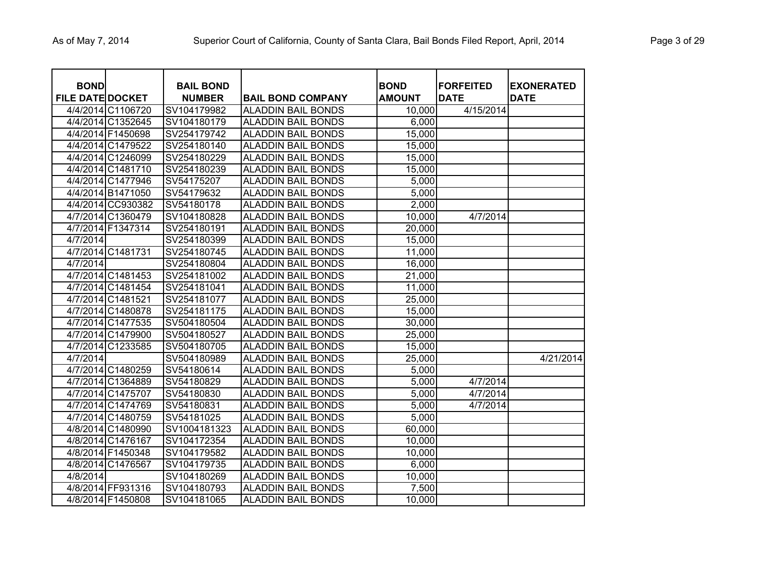| BOND FILE DATE | DOCKET | BAIL BOND NUMBER | BAIL BOND COMPANY | BOND AMOUNT | FORFEITED DATE | EXONERATED DATE |
|---|---|---|---|---|---|---|
| 4/4/2014 | C1106720 | SV104179982 | ALADDIN BAIL BONDS | 10,000 | 4/15/2014 | |
| 4/4/2014 | C1352645 | SV104180179 | ALADDIN BAIL BONDS | 6,000 | | |
| 4/4/2014 | F1450698 | SV254179742 | ALADDIN BAIL BONDS | 15,000 | | |
| 4/4/2014 | C1479522 | SV254180140 | ALADDIN BAIL BONDS | 15,000 | | |
| 4/4/2014 | C1246099 | SV254180229 | ALADDIN BAIL BONDS | 15,000 | | |
| 4/4/2014 | C1481710 | SV254180239 | ALADDIN BAIL BONDS | 15,000 | | |
| 4/4/2014 | C1477946 | SV54175207 | ALADDIN BAIL BONDS | 5,000 | | |
| 4/4/2014 | B1471050 | SV54179632 | ALADDIN BAIL BONDS | 5,000 | | |
| 4/4/2014 | CC930382 | SV54180178 | ALADDIN BAIL BONDS | 2,000 | | |
| 4/7/2014 | C1360479 | SV104180828 | ALADDIN BAIL BONDS | 10,000 | 4/7/2014 | |
| 4/7/2014 | F1347314 | SV254180191 | ALADDIN BAIL BONDS | 20,000 | | |
| 4/7/2014 | | SV254180399 | ALADDIN BAIL BONDS | 15,000 | | |
| 4/7/2014 | C1481731 | SV254180745 | ALADDIN BAIL BONDS | 11,000 | | |
| 4/7/2014 | | SV254180804 | ALADDIN BAIL BONDS | 16,000 | | |
| 4/7/2014 | C1481453 | SV254181002 | ALADDIN BAIL BONDS | 21,000 | | |
| 4/7/2014 | C1481454 | SV254181041 | ALADDIN BAIL BONDS | 11,000 | | |
| 4/7/2014 | C1481521 | SV254181077 | ALADDIN BAIL BONDS | 25,000 | | |
| 4/7/2014 | C1480878 | SV254181175 | ALADDIN BAIL BONDS | 15,000 | | |
| 4/7/2014 | C1477535 | SV504180504 | ALADDIN BAIL BONDS | 30,000 | | |
| 4/7/2014 | C1479900 | SV504180527 | ALADDIN BAIL BONDS | 25,000 | | |
| 4/7/2014 | C1233585 | SV504180705 | ALADDIN BAIL BONDS | 15,000 | | |
| 4/7/2014 | | SV504180989 | ALADDIN BAIL BONDS | 25,000 | | 4/21/2014 |
| 4/7/2014 | C1480259 | SV54180614 | ALADDIN BAIL BONDS | 5,000 | | |
| 4/7/2014 | C1364889 | SV54180829 | ALADDIN BAIL BONDS | 5,000 | 4/7/2014 | |
| 4/7/2014 | C1475707 | SV54180830 | ALADDIN BAIL BONDS | 5,000 | 4/7/2014 | |
| 4/7/2014 | C1474769 | SV54180831 | ALADDIN BAIL BONDS | 5,000 | 4/7/2014 | |
| 4/7/2014 | C1480759 | SV54181025 | ALADDIN BAIL BONDS | 5,000 | | |
| 4/8/2014 | C1480990 | SV1004181323 | ALADDIN BAIL BONDS | 60,000 | | |
| 4/8/2014 | C1476167 | SV104172354 | ALADDIN BAIL BONDS | 10,000 | | |
| 4/8/2014 | F1450348 | SV104179582 | ALADDIN BAIL BONDS | 10,000 | | |
| 4/8/2014 | C1476567 | SV104179735 | ALADDIN BAIL BONDS | 6,000 | | |
| 4/8/2014 | | SV104180269 | ALADDIN BAIL BONDS | 10,000 | | |
| 4/8/2014 | FF931316 | SV104180793 | ALADDIN BAIL BONDS | 7,500 | | |
| 4/8/2014 | F1450808 | SV104181065 | ALADDIN BAIL BONDS | 10,000 | | |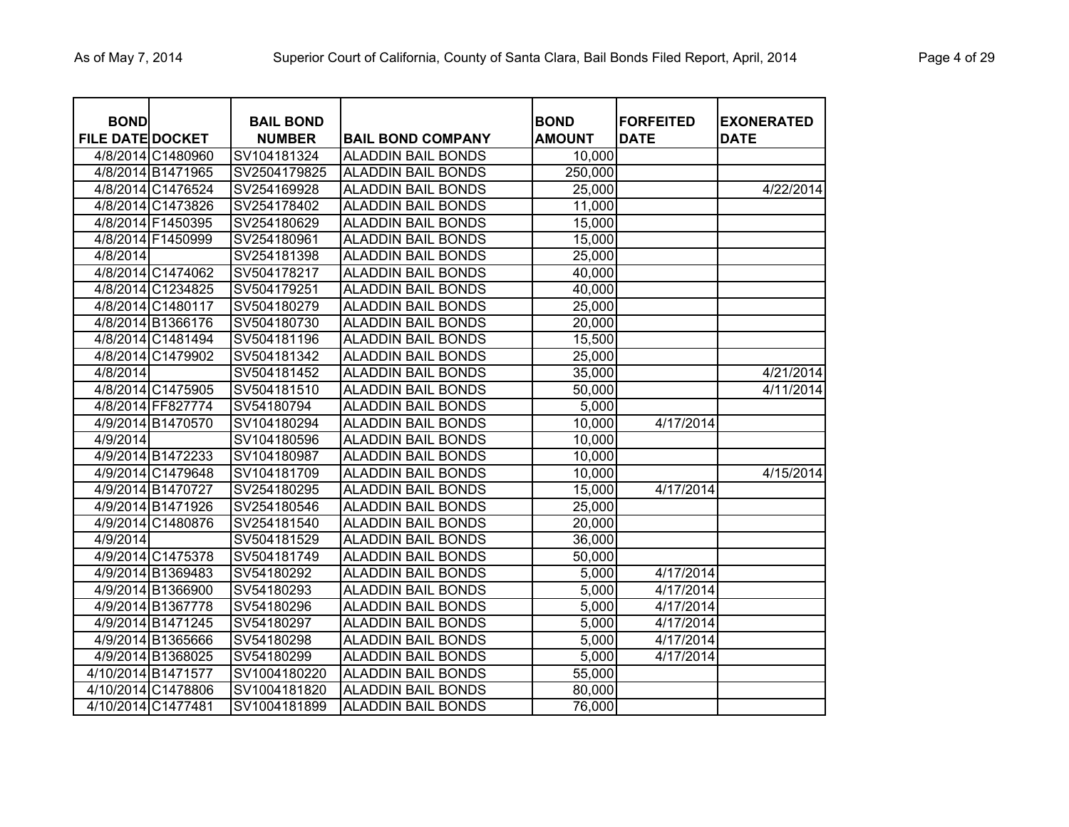| BOND FILE DATE | DOCKET | BAIL BOND NUMBER | BAIL BOND COMPANY | BOND AMOUNT | FORFEITED DATE | EXONERATED DATE |
|---|---|---|---|---|---|---|
| 4/8/2014 | C1480960 | SV104181324 | ALADDIN BAIL BONDS | 10,000 | | |
| 4/8/2014 | B1471965 | SV2504179825 | ALADDIN BAIL BONDS | 250,000 | | |
| 4/8/2014 | C1476524 | SV254169928 | ALADDIN BAIL BONDS | 25,000 | | 4/22/2014 |
| 4/8/2014 | C1473826 | SV254178402 | ALADDIN BAIL BONDS | 11,000 | | |
| 4/8/2014 | F1450395 | SV254180629 | ALADDIN BAIL BONDS | 15,000 | | |
| 4/8/2014 | F1450999 | SV254180961 | ALADDIN BAIL BONDS | 15,000 | | |
| 4/8/2014 | | SV254181398 | ALADDIN BAIL BONDS | 25,000 | | |
| 4/8/2014 | C1474062 | SV504178217 | ALADDIN BAIL BONDS | 40,000 | | |
| 4/8/2014 | C1234825 | SV504179251 | ALADDIN BAIL BONDS | 40,000 | | |
| 4/8/2014 | C1480117 | SV504180279 | ALADDIN BAIL BONDS | 25,000 | | |
| 4/8/2014 | B1366176 | SV504180730 | ALADDIN BAIL BONDS | 20,000 | | |
| 4/8/2014 | C1481494 | SV504181196 | ALADDIN BAIL BONDS | 15,500 | | |
| 4/8/2014 | C1479902 | SV504181342 | ALADDIN BAIL BONDS | 25,000 | | |
| 4/8/2014 | | SV504181452 | ALADDIN BAIL BONDS | 35,000 | | 4/21/2014 |
| 4/8/2014 | C1475905 | SV504181510 | ALADDIN BAIL BONDS | 50,000 | | 4/11/2014 |
| 4/8/2014 | FF827774 | SV54180794 | ALADDIN BAIL BONDS | 5,000 | | |
| 4/9/2014 | B1470570 | SV104180294 | ALADDIN BAIL BONDS | 10,000 | 4/17/2014 | |
| 4/9/2014 | | SV104180596 | ALADDIN BAIL BONDS | 10,000 | | |
| 4/9/2014 | B1472233 | SV104180987 | ALADDIN BAIL BONDS | 10,000 | | |
| 4/9/2014 | C1479648 | SV104181709 | ALADDIN BAIL BONDS | 10,000 | | 4/15/2014 |
| 4/9/2014 | B1470727 | SV254180295 | ALADDIN BAIL BONDS | 15,000 | 4/17/2014 | |
| 4/9/2014 | B1471926 | SV254180546 | ALADDIN BAIL BONDS | 25,000 | | |
| 4/9/2014 | C1480876 | SV254181540 | ALADDIN BAIL BONDS | 20,000 | | |
| 4/9/2014 | | SV504181529 | ALADDIN BAIL BONDS | 36,000 | | |
| 4/9/2014 | C1475378 | SV504181749 | ALADDIN BAIL BONDS | 50,000 | | |
| 4/9/2014 | B1369483 | SV54180292 | ALADDIN BAIL BONDS | 5,000 | 4/17/2014 | |
| 4/9/2014 | B1366900 | SV54180293 | ALADDIN BAIL BONDS | 5,000 | 4/17/2014 | |
| 4/9/2014 | B1367778 | SV54180296 | ALADDIN BAIL BONDS | 5,000 | 4/17/2014 | |
| 4/9/2014 | B1471245 | SV54180297 | ALADDIN BAIL BONDS | 5,000 | 4/17/2014 | |
| 4/9/2014 | B1365666 | SV54180298 | ALADDIN BAIL BONDS | 5,000 | 4/17/2014 | |
| 4/9/2014 | B1368025 | SV54180299 | ALADDIN BAIL BONDS | 5,000 | 4/17/2014 | |
| 4/10/2014 | B1471577 | SV1004180220 | ALADDIN BAIL BONDS | 55,000 | | |
| 4/10/2014 | C1478806 | SV1004181820 | ALADDIN BAIL BONDS | 80,000 | | |
| 4/10/2014 | C1477481 | SV1004181899 | ALADDIN BAIL BONDS | 76,000 | | |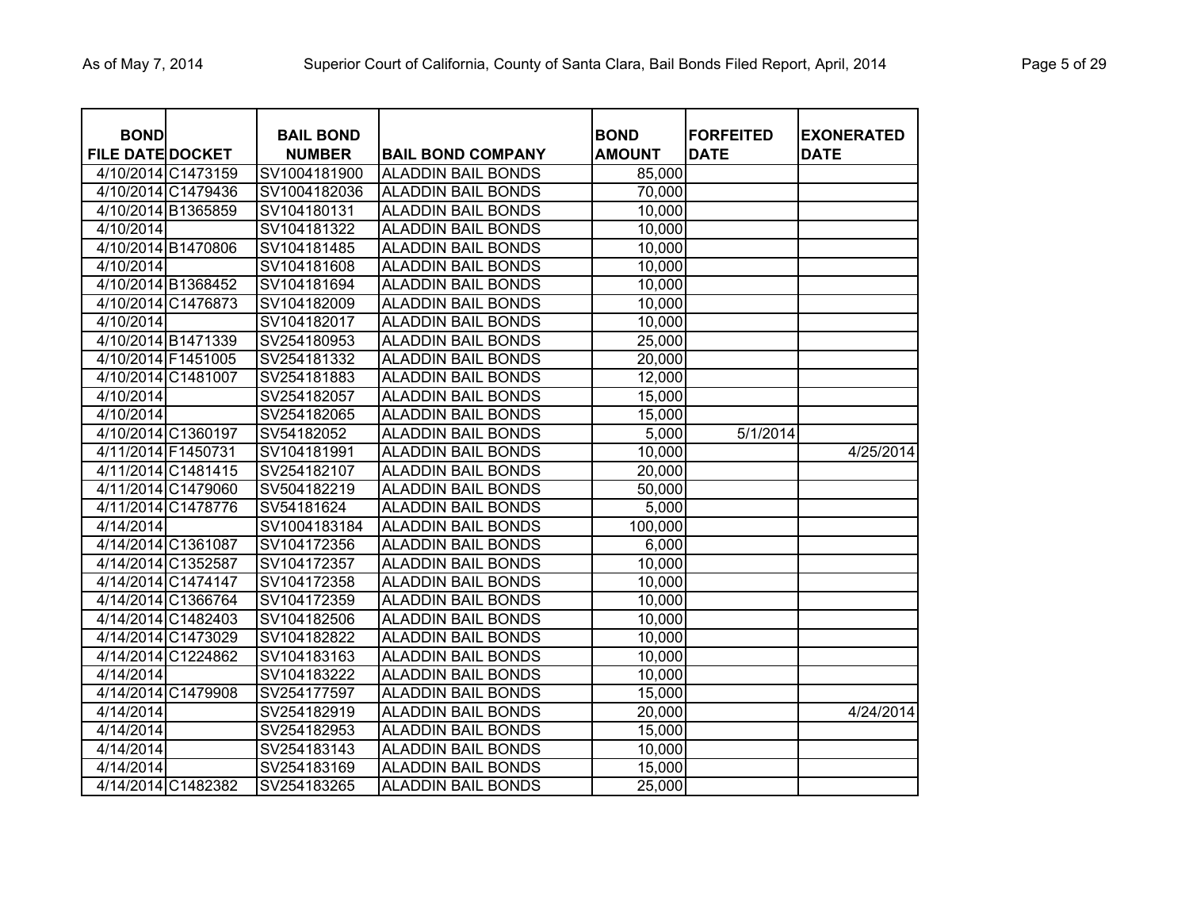| BOND FILE DATE | DOCKET | BAIL BOND NUMBER | BAIL BOND COMPANY | BOND AMOUNT | FORFEITED DATE | EXONERATED DATE |
|---|---|---|---|---|---|---|
| 4/10/2014 | C1473159 | SV1004181900 | ALADDIN BAIL BONDS | 85,000 | | |
| 4/10/2014 | C1479436 | SV1004182036 | ALADDIN BAIL BONDS | 70,000 | | |
| 4/10/2014 | B1365859 | SV104180131 | ALADDIN BAIL BONDS | 10,000 | | |
| 4/10/2014 | | SV104181322 | ALADDIN BAIL BONDS | 10,000 | | |
| 4/10/2014 | B1470806 | SV104181485 | ALADDIN BAIL BONDS | 10,000 | | |
| 4/10/2014 | | SV104181608 | ALADDIN BAIL BONDS | 10,000 | | |
| 4/10/2014 | B1368452 | SV104181694 | ALADDIN BAIL BONDS | 10,000 | | |
| 4/10/2014 | C1476873 | SV104182009 | ALADDIN BAIL BONDS | 10,000 | | |
| 4/10/2014 | | SV104182017 | ALADDIN BAIL BONDS | 10,000 | | |
| 4/10/2014 | B1471339 | SV254180953 | ALADDIN BAIL BONDS | 25,000 | | |
| 4/10/2014 | F1451005 | SV254181332 | ALADDIN BAIL BONDS | 20,000 | | |
| 4/10/2014 | C1481007 | SV254181883 | ALADDIN BAIL BONDS | 12,000 | | |
| 4/10/2014 | | SV254182057 | ALADDIN BAIL BONDS | 15,000 | | |
| 4/10/2014 | | SV254182065 | ALADDIN BAIL BONDS | 15,000 | | |
| 4/10/2014 | C1360197 | SV54182052 | ALADDIN BAIL BONDS | 5,000 | 5/1/2014 | |
| 4/11/2014 | F1450731 | SV104181991 | ALADDIN BAIL BONDS | 10,000 | | 4/25/2014 |
| 4/11/2014 | C1481415 | SV254182107 | ALADDIN BAIL BONDS | 20,000 | | |
| 4/11/2014 | C1479060 | SV504182219 | ALADDIN BAIL BONDS | 50,000 | | |
| 4/11/2014 | C1478776 | SV54181624 | ALADDIN BAIL BONDS | 5,000 | | |
| 4/14/2014 | | SV1004183184 | ALADDIN BAIL BONDS | 100,000 | | |
| 4/14/2014 | C1361087 | SV104172356 | ALADDIN BAIL BONDS | 6,000 | | |
| 4/14/2014 | C1352587 | SV104172357 | ALADDIN BAIL BONDS | 10,000 | | |
| 4/14/2014 | C1474147 | SV104172358 | ALADDIN BAIL BONDS | 10,000 | | |
| 4/14/2014 | C1366764 | SV104172359 | ALADDIN BAIL BONDS | 10,000 | | |
| 4/14/2014 | C1482403 | SV104182506 | ALADDIN BAIL BONDS | 10,000 | | |
| 4/14/2014 | C1473029 | SV104182822 | ALADDIN BAIL BONDS | 10,000 | | |
| 4/14/2014 | C1224862 | SV104183163 | ALADDIN BAIL BONDS | 10,000 | | |
| 4/14/2014 | | SV104183222 | ALADDIN BAIL BONDS | 10,000 | | |
| 4/14/2014 | C1479908 | SV254177597 | ALADDIN BAIL BONDS | 15,000 | | |
| 4/14/2014 | | SV254182919 | ALADDIN BAIL BONDS | 20,000 | | 4/24/2014 |
| 4/14/2014 | | SV254182953 | ALADDIN BAIL BONDS | 15,000 | | |
| 4/14/2014 | | SV254183143 | ALADDIN BAIL BONDS | 10,000 | | |
| 4/14/2014 | | SV254183169 | ALADDIN BAIL BONDS | 15,000 | | |
| 4/14/2014 | C1482382 | SV254183265 | ALADDIN BAIL BONDS | 25,000 | | |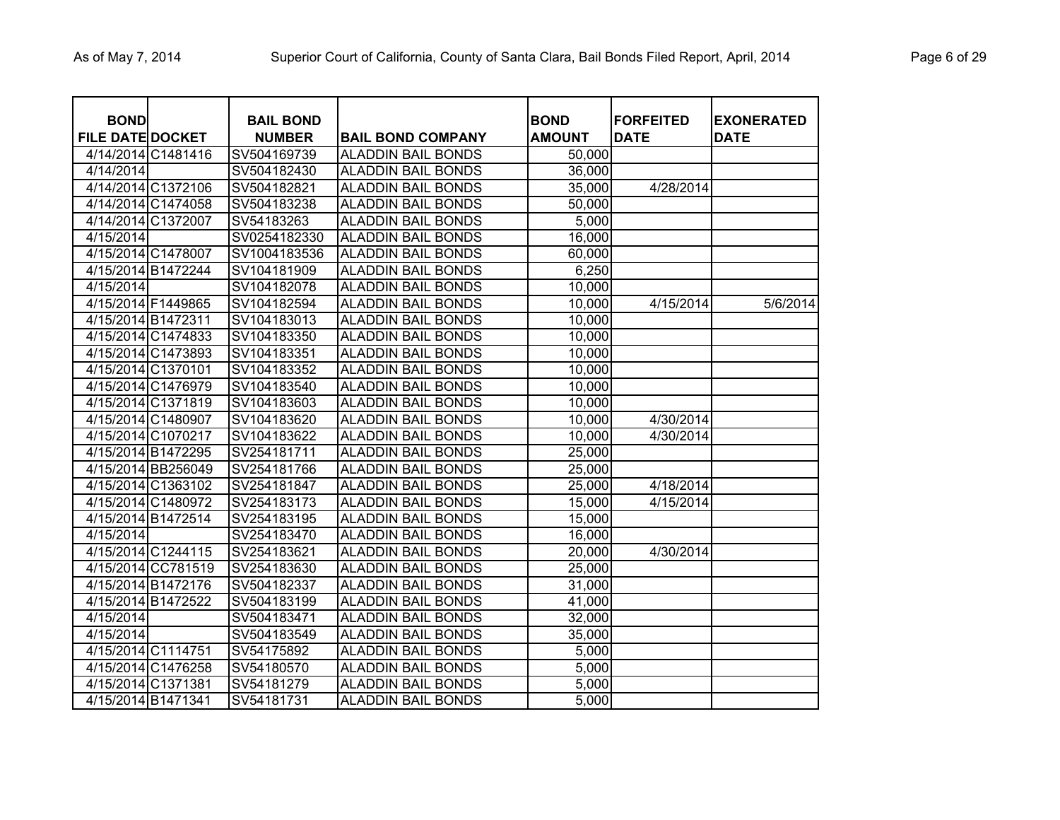| BOND FILE DATE | DOCKET | BAIL BOND NUMBER | BAIL BOND COMPANY | BOND AMOUNT | FORFEITED DATE | EXONERATED DATE |
|---|---|---|---|---|---|---|
| 4/14/2014 | C1481416 | SV504169739 | ALADDIN BAIL BONDS | 50,000 | | |
| 4/14/2014 | | SV504182430 | ALADDIN BAIL BONDS | 36,000 | | |
| 4/14/2014 | C1372106 | SV504182821 | ALADDIN BAIL BONDS | 35,000 | 4/28/2014 | |
| 4/14/2014 | C1474058 | SV504183238 | ALADDIN BAIL BONDS | 50,000 | | |
| 4/14/2014 | C1372007 | SV54183263 | ALADDIN BAIL BONDS | 5,000 | | |
| 4/15/2014 | | SV0254182330 | ALADDIN BAIL BONDS | 16,000 | | |
| 4/15/2014 | C1478007 | SV1004183536 | ALADDIN BAIL BONDS | 60,000 | | |
| 4/15/2014 | B1472244 | SV104181909 | ALADDIN BAIL BONDS | 6,250 | | |
| 4/15/2014 | | SV104182078 | ALADDIN BAIL BONDS | 10,000 | | |
| 4/15/2014 | F1449865 | SV104182594 | ALADDIN BAIL BONDS | 10,000 | 4/15/2014 | 5/6/2014 |
| 4/15/2014 | B1472311 | SV104183013 | ALADDIN BAIL BONDS | 10,000 | | |
| 4/15/2014 | C1474833 | SV104183350 | ALADDIN BAIL BONDS | 10,000 | | |
| 4/15/2014 | C1473893 | SV104183351 | ALADDIN BAIL BONDS | 10,000 | | |
| 4/15/2014 | C1370101 | SV104183352 | ALADDIN BAIL BONDS | 10,000 | | |
| 4/15/2014 | C1476979 | SV104183540 | ALADDIN BAIL BONDS | 10,000 | | |
| 4/15/2014 | C1371819 | SV104183603 | ALADDIN BAIL BONDS | 10,000 | | |
| 4/15/2014 | C1480907 | SV104183620 | ALADDIN BAIL BONDS | 10,000 | 4/30/2014 | |
| 4/15/2014 | C1070217 | SV104183622 | ALADDIN BAIL BONDS | 10,000 | 4/30/2014 | |
| 4/15/2014 | B1472295 | SV254181711 | ALADDIN BAIL BONDS | 25,000 | | |
| 4/15/2014 | BB256049 | SV254181766 | ALADDIN BAIL BONDS | 25,000 | | |
| 4/15/2014 | C1363102 | SV254181847 | ALADDIN BAIL BONDS | 25,000 | 4/18/2014 | |
| 4/15/2014 | C1480972 | SV254183173 | ALADDIN BAIL BONDS | 15,000 | 4/15/2014 | |
| 4/15/2014 | B1472514 | SV254183195 | ALADDIN BAIL BONDS | 15,000 | | |
| 4/15/2014 | | SV254183470 | ALADDIN BAIL BONDS | 16,000 | | |
| 4/15/2014 | C1244115 | SV254183621 | ALADDIN BAIL BONDS | 20,000 | 4/30/2014 | |
| 4/15/2014 | CC781519 | SV254183630 | ALADDIN BAIL BONDS | 25,000 | | |
| 4/15/2014 | B1472176 | SV504182337 | ALADDIN BAIL BONDS | 31,000 | | |
| 4/15/2014 | B1472522 | SV504183199 | ALADDIN BAIL BONDS | 41,000 | | |
| 4/15/2014 | | SV504183471 | ALADDIN BAIL BONDS | 32,000 | | |
| 4/15/2014 | | SV504183549 | ALADDIN BAIL BONDS | 35,000 | | |
| 4/15/2014 | C1114751 | SV54175892 | ALADDIN BAIL BONDS | 5,000 | | |
| 4/15/2014 | C1476258 | SV54180570 | ALADDIN BAIL BONDS | 5,000 | | |
| 4/15/2014 | C1371381 | SV54181279 | ALADDIN BAIL BONDS | 5,000 | | |
| 4/15/2014 | B1471341 | SV54181731 | ALADDIN BAIL BONDS | 5,000 | | |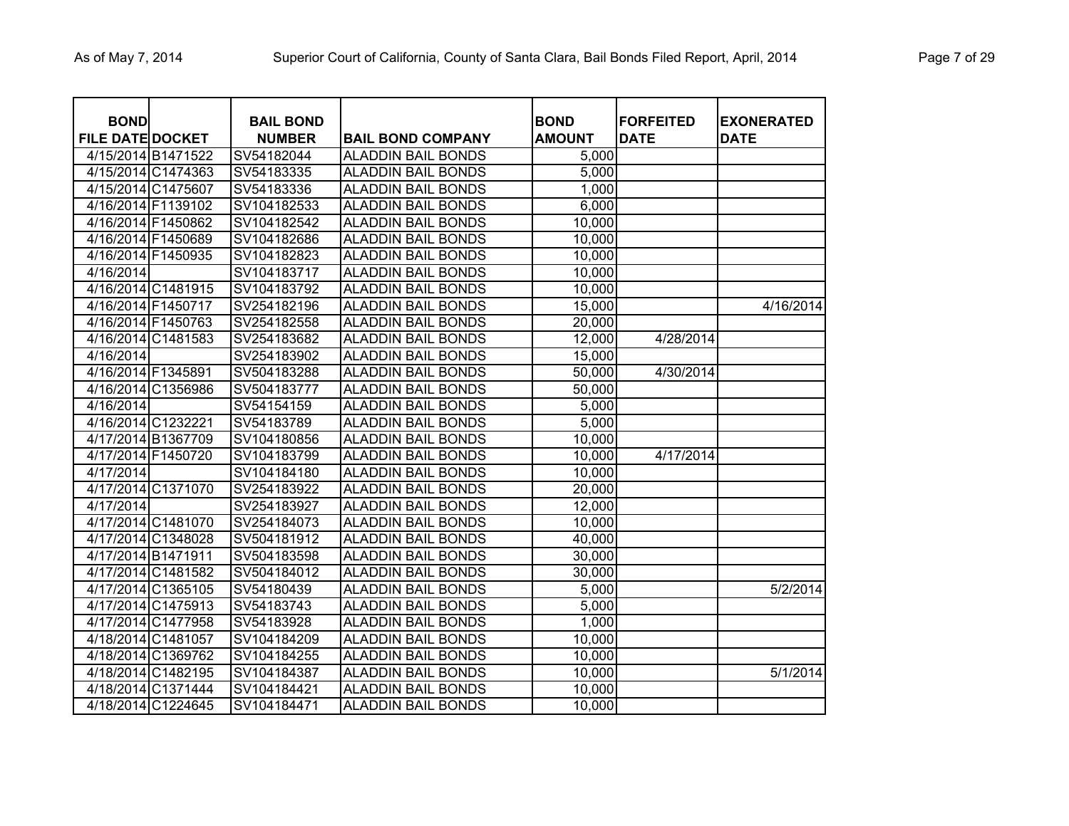| BOND FILE DATE | DOCKET | BAIL BOND NUMBER | BAIL BOND COMPANY | BOND AMOUNT | FORFEITED DATE | EXONERATED DATE |
|---|---|---|---|---|---|---|
| 4/15/2014 | B1471522 | SV54182044 | ALADDIN BAIL BONDS | 5,000 | | |
| 4/15/2014 | C1474363 | SV54183335 | ALADDIN BAIL BONDS | 5,000 | | |
| 4/15/2014 | C1475607 | SV54183336 | ALADDIN BAIL BONDS | 1,000 | | |
| 4/16/2014 | F1139102 | SV104182533 | ALADDIN BAIL BONDS | 6,000 | | |
| 4/16/2014 | F1450862 | SV104182542 | ALADDIN BAIL BONDS | 10,000 | | |
| 4/16/2014 | F1450689 | SV104182686 | ALADDIN BAIL BONDS | 10,000 | | |
| 4/16/2014 | F1450935 | SV104182823 | ALADDIN BAIL BONDS | 10,000 | | |
| 4/16/2014 | | SV104183717 | ALADDIN BAIL BONDS | 10,000 | | |
| 4/16/2014 | C1481915 | SV104183792 | ALADDIN BAIL BONDS | 10,000 | | |
| 4/16/2014 | F1450717 | SV254182196 | ALADDIN BAIL BONDS | 15,000 | | 4/16/2014 |
| 4/16/2014 | F1450763 | SV254182558 | ALADDIN BAIL BONDS | 20,000 | | |
| 4/16/2014 | C1481583 | SV254183682 | ALADDIN BAIL BONDS | 12,000 | 4/28/2014 | |
| 4/16/2014 | | SV254183902 | ALADDIN BAIL BONDS | 15,000 | | |
| 4/16/2014 | F1345891 | SV504183288 | ALADDIN BAIL BONDS | 50,000 | 4/30/2014 | |
| 4/16/2014 | C1356986 | SV504183777 | ALADDIN BAIL BONDS | 50,000 | | |
| 4/16/2014 | | SV54154159 | ALADDIN BAIL BONDS | 5,000 | | |
| 4/16/2014 | C1232221 | SV54183789 | ALADDIN BAIL BONDS | 5,000 | | |
| 4/17/2014 | B1367709 | SV104180856 | ALADDIN BAIL BONDS | 10,000 | | |
| 4/17/2014 | F1450720 | SV104183799 | ALADDIN BAIL BONDS | 10,000 | 4/17/2014 | |
| 4/17/2014 | | SV104184180 | ALADDIN BAIL BONDS | 10,000 | | |
| 4/17/2014 | C1371070 | SV254183922 | ALADDIN BAIL BONDS | 20,000 | | |
| 4/17/2014 | | SV254183927 | ALADDIN BAIL BONDS | 12,000 | | |
| 4/17/2014 | C1481070 | SV254184073 | ALADDIN BAIL BONDS | 10,000 | | |
| 4/17/2014 | C1348028 | SV504181912 | ALADDIN BAIL BONDS | 40,000 | | |
| 4/17/2014 | B1471911 | SV504183598 | ALADDIN BAIL BONDS | 30,000 | | |
| 4/17/2014 | C1481582 | SV504184012 | ALADDIN BAIL BONDS | 30,000 | | |
| 4/17/2014 | C1365105 | SV54180439 | ALADDIN BAIL BONDS | 5,000 | | 5/2/2014 |
| 4/17/2014 | C1475913 | SV54183743 | ALADDIN BAIL BONDS | 5,000 | | |
| 4/17/2014 | C1477958 | SV54183928 | ALADDIN BAIL BONDS | 1,000 | | |
| 4/18/2014 | C1481057 | SV104184209 | ALADDIN BAIL BONDS | 10,000 | | |
| 4/18/2014 | C1369762 | SV104184255 | ALADDIN BAIL BONDS | 10,000 | | |
| 4/18/2014 | C1482195 | SV104184387 | ALADDIN BAIL BONDS | 10,000 | | 5/1/2014 |
| 4/18/2014 | C1371444 | SV104184421 | ALADDIN BAIL BONDS | 10,000 | | |
| 4/18/2014 | C1224645 | SV104184471 | ALADDIN BAIL BONDS | 10,000 | | |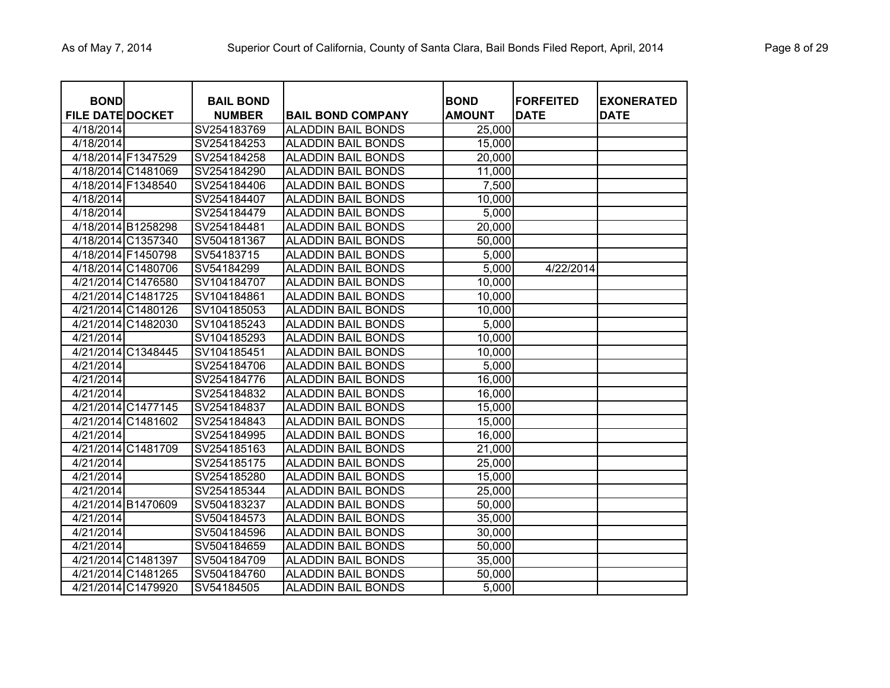| BOND FILE DATE | DOCKET | BAIL BOND NUMBER | BAIL BOND COMPANY | BOND AMOUNT | FORFEITED DATE | EXONERATED DATE |
|---|---|---|---|---|---|---|
| 4/18/2014 | | SV254183769 | ALADDIN BAIL BONDS | 25,000 | | |
| 4/18/2014 | | SV254184253 | ALADDIN BAIL BONDS | 15,000 | | |
| 4/18/2014 | F1347529 | SV254184258 | ALADDIN BAIL BONDS | 20,000 | | |
| 4/18/2014 | C1481069 | SV254184290 | ALADDIN BAIL BONDS | 11,000 | | |
| 4/18/2014 | F1348540 | SV254184406 | ALADDIN BAIL BONDS | 7,500 | | |
| 4/18/2014 | | SV254184407 | ALADDIN BAIL BONDS | 10,000 | | |
| 4/18/2014 | | SV254184479 | ALADDIN BAIL BONDS | 5,000 | | |
| 4/18/2014 | B1258298 | SV254184481 | ALADDIN BAIL BONDS | 20,000 | | |
| 4/18/2014 | C1357340 | SV504181367 | ALADDIN BAIL BONDS | 50,000 | | |
| 4/18/2014 | F1450798 | SV54183715 | ALADDIN BAIL BONDS | 5,000 | | |
| 4/18/2014 | C1480706 | SV54184299 | ALADDIN BAIL BONDS | 5,000 | 4/22/2014 | |
| 4/21/2014 | C1476580 | SV104184707 | ALADDIN BAIL BONDS | 10,000 | | |
| 4/21/2014 | C1481725 | SV104184861 | ALADDIN BAIL BONDS | 10,000 | | |
| 4/21/2014 | C1480126 | SV104185053 | ALADDIN BAIL BONDS | 10,000 | | |
| 4/21/2014 | C1482030 | SV104185243 | ALADDIN BAIL BONDS | 5,000 | | |
| 4/21/2014 | | SV104185293 | ALADDIN BAIL BONDS | 10,000 | | |
| 4/21/2014 | C1348445 | SV104185451 | ALADDIN BAIL BONDS | 10,000 | | |
| 4/21/2014 | | SV254184706 | ALADDIN BAIL BONDS | 5,000 | | |
| 4/21/2014 | | SV254184776 | ALADDIN BAIL BONDS | 16,000 | | |
| 4/21/2014 | | SV254184832 | ALADDIN BAIL BONDS | 16,000 | | |
| 4/21/2014 | C1477145 | SV254184837 | ALADDIN BAIL BONDS | 15,000 | | |
| 4/21/2014 | C1481602 | SV254184843 | ALADDIN BAIL BONDS | 15,000 | | |
| 4/21/2014 | | SV254184995 | ALADDIN BAIL BONDS | 16,000 | | |
| 4/21/2014 | C1481709 | SV254185163 | ALADDIN BAIL BONDS | 21,000 | | |
| 4/21/2014 | | SV254185175 | ALADDIN BAIL BONDS | 25,000 | | |
| 4/21/2014 | | SV254185280 | ALADDIN BAIL BONDS | 15,000 | | |
| 4/21/2014 | | SV254185344 | ALADDIN BAIL BONDS | 25,000 | | |
| 4/21/2014 | B1470609 | SV504183237 | ALADDIN BAIL BONDS | 50,000 | | |
| 4/21/2014 | | SV504184573 | ALADDIN BAIL BONDS | 35,000 | | |
| 4/21/2014 | | SV504184596 | ALADDIN BAIL BONDS | 30,000 | | |
| 4/21/2014 | | SV504184659 | ALADDIN BAIL BONDS | 50,000 | | |
| 4/21/2014 | C1481397 | SV504184709 | ALADDIN BAIL BONDS | 35,000 | | |
| 4/21/2014 | C1481265 | SV504184760 | ALADDIN BAIL BONDS | 50,000 | | |
| 4/21/2014 | C1479920 | SV54184505 | ALADDIN BAIL BONDS | 5,000 | | |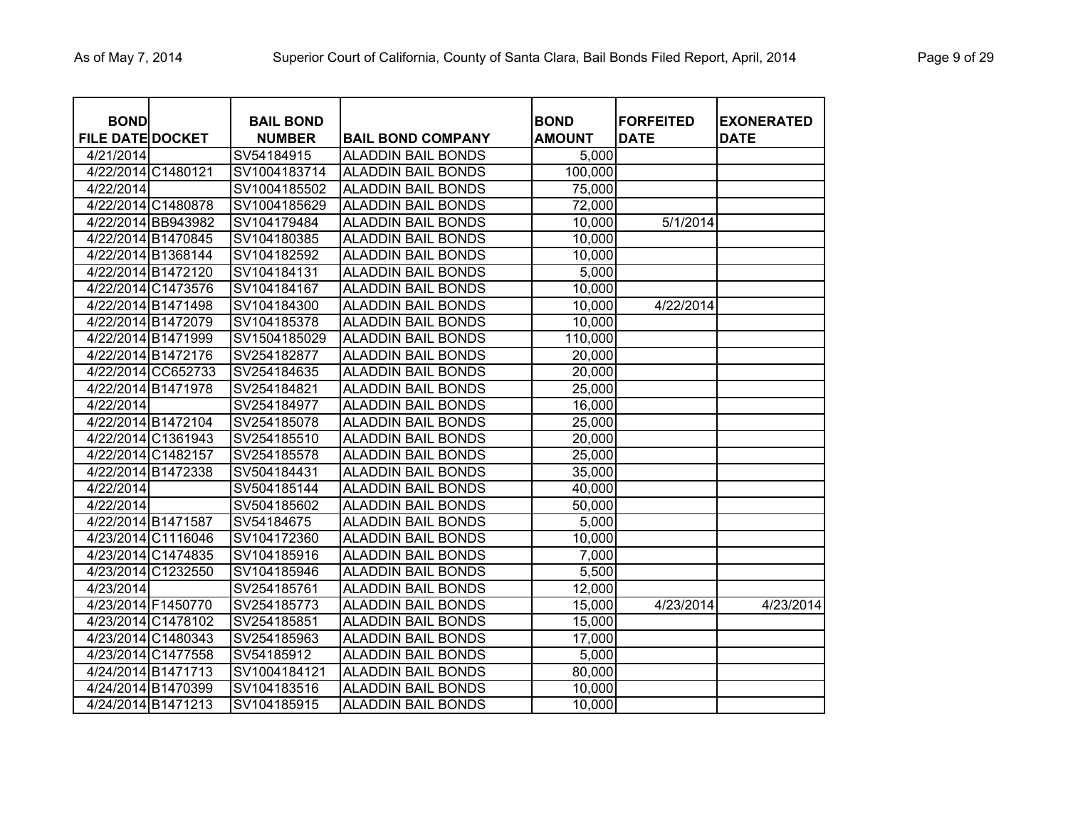| BOND FILE DATE | DOCKET | BAIL BOND NUMBER | BAIL BOND COMPANY | BOND AMOUNT | FORFEITED DATE | EXONERATED DATE |
|---|---|---|---|---|---|---|
| 4/21/2014 | | SV54184915 | ALADDIN BAIL BONDS | 5,000 | | |
| 4/22/2014 | C1480121 | SV1004183714 | ALADDIN BAIL BONDS | 100,000 | | |
| 4/22/2014 | | SV1004185502 | ALADDIN BAIL BONDS | 75,000 | | |
| 4/22/2014 | C1480878 | SV1004185629 | ALADDIN BAIL BONDS | 72,000 | | |
| 4/22/2014 | BB943982 | SV104179484 | ALADDIN BAIL BONDS | 10,000 | 5/1/2014 | |
| 4/22/2014 | B1470845 | SV104180385 | ALADDIN BAIL BONDS | 10,000 | | |
| 4/22/2014 | B1368144 | SV104182592 | ALADDIN BAIL BONDS | 10,000 | | |
| 4/22/2014 | B1472120 | SV104184131 | ALADDIN BAIL BONDS | 5,000 | | |
| 4/22/2014 | C1473576 | SV104184167 | ALADDIN BAIL BONDS | 10,000 | | |
| 4/22/2014 | B1471498 | SV104184300 | ALADDIN BAIL BONDS | 10,000 | 4/22/2014 | |
| 4/22/2014 | B1472079 | SV104185378 | ALADDIN BAIL BONDS | 10,000 | | |
| 4/22/2014 | B1471999 | SV1504185029 | ALADDIN BAIL BONDS | 110,000 | | |
| 4/22/2014 | B1472176 | SV254182877 | ALADDIN BAIL BONDS | 20,000 | | |
| 4/22/2014 | CC652733 | SV254184635 | ALADDIN BAIL BONDS | 20,000 | | |
| 4/22/2014 | B1471978 | SV254184821 | ALADDIN BAIL BONDS | 25,000 | | |
| 4/22/2014 | | SV254184977 | ALADDIN BAIL BONDS | 16,000 | | |
| 4/22/2014 | B1472104 | SV254185078 | ALADDIN BAIL BONDS | 25,000 | | |
| 4/22/2014 | C1361943 | SV254185510 | ALADDIN BAIL BONDS | 20,000 | | |
| 4/22/2014 | C1482157 | SV254185578 | ALADDIN BAIL BONDS | 25,000 | | |
| 4/22/2014 | B1472338 | SV504184431 | ALADDIN BAIL BONDS | 35,000 | | |
| 4/22/2014 | | SV504185144 | ALADDIN BAIL BONDS | 40,000 | | |
| 4/22/2014 | | SV504185602 | ALADDIN BAIL BONDS | 50,000 | | |
| 4/22/2014 | B1471587 | SV54184675 | ALADDIN BAIL BONDS | 5,000 | | |
| 4/23/2014 | C1116046 | SV104172360 | ALADDIN BAIL BONDS | 10,000 | | |
| 4/23/2014 | C1474835 | SV104185916 | ALADDIN BAIL BONDS | 7,000 | | |
| 4/23/2014 | C1232550 | SV104185946 | ALADDIN BAIL BONDS | 5,500 | | |
| 4/23/2014 | | SV254185761 | ALADDIN BAIL BONDS | 12,000 | | |
| 4/23/2014 | F1450770 | SV254185773 | ALADDIN BAIL BONDS | 15,000 | 4/23/2014 | 4/23/2014 |
| 4/23/2014 | C1478102 | SV254185851 | ALADDIN BAIL BONDS | 15,000 | | |
| 4/23/2014 | C1480343 | SV254185963 | ALADDIN BAIL BONDS | 17,000 | | |
| 4/23/2014 | C1477558 | SV54185912 | ALADDIN BAIL BONDS | 5,000 | | |
| 4/24/2014 | B1471713 | SV1004184121 | ALADDIN BAIL BONDS | 80,000 | | |
| 4/24/2014 | B1470399 | SV104183516 | ALADDIN BAIL BONDS | 10,000 | | |
| 4/24/2014 | B1471213 | SV104185915 | ALADDIN BAIL BONDS | 10,000 | | |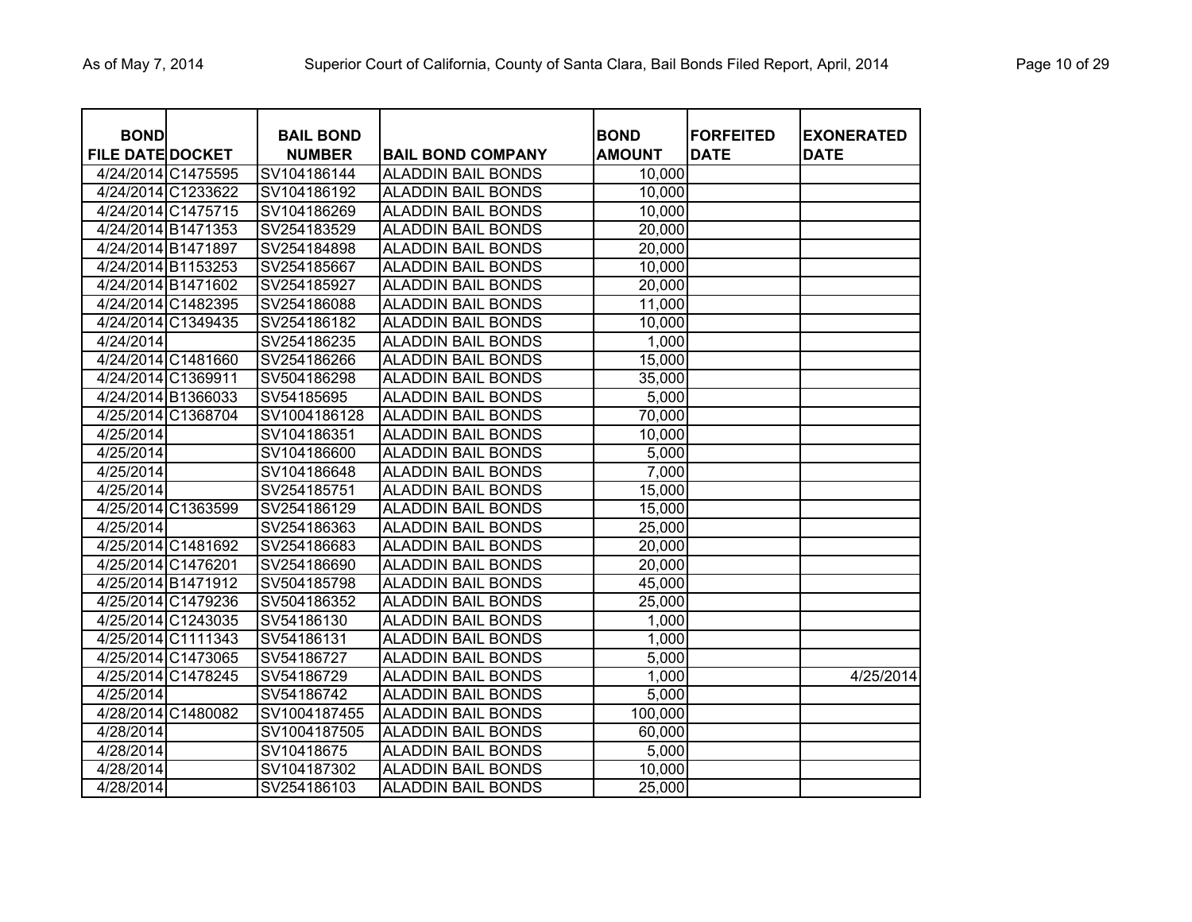| BOND FILE DATE | DOCKET | BAIL BOND NUMBER | BAIL BOND COMPANY | BOND AMOUNT | FORFEITED DATE | EXONERATED DATE |
|---|---|---|---|---|---|---|
| 4/24/2014 | C1475595 | SV104186144 | ALADDIN BAIL BONDS | 10,000 | | |
| 4/24/2014 | C1233622 | SV104186192 | ALADDIN BAIL BONDS | 10,000 | | |
| 4/24/2014 | C1475715 | SV104186269 | ALADDIN BAIL BONDS | 10,000 | | |
| 4/24/2014 | B1471353 | SV254183529 | ALADDIN BAIL BONDS | 20,000 | | |
| 4/24/2014 | B1471897 | SV254184898 | ALADDIN BAIL BONDS | 20,000 | | |
| 4/24/2014 | B1153253 | SV254185667 | ALADDIN BAIL BONDS | 10,000 | | |
| 4/24/2014 | B1471602 | SV254185927 | ALADDIN BAIL BONDS | 20,000 | | |
| 4/24/2014 | C1482395 | SV254186088 | ALADDIN BAIL BONDS | 11,000 | | |
| 4/24/2014 | C1349435 | SV254186182 | ALADDIN BAIL BONDS | 10,000 | | |
| 4/24/2014 | | SV254186235 | ALADDIN BAIL BONDS | 1,000 | | |
| 4/24/2014 | C1481660 | SV254186266 | ALADDIN BAIL BONDS | 15,000 | | |
| 4/24/2014 | C1369911 | SV504186298 | ALADDIN BAIL BONDS | 35,000 | | |
| 4/24/2014 | B1366033 | SV54185695 | ALADDIN BAIL BONDS | 5,000 | | |
| 4/25/2014 | C1368704 | SV1004186128 | ALADDIN BAIL BONDS | 70,000 | | |
| 4/25/2014 | | SV104186351 | ALADDIN BAIL BONDS | 10,000 | | |
| 4/25/2014 | | SV104186600 | ALADDIN BAIL BONDS | 5,000 | | |
| 4/25/2014 | | SV104186648 | ALADDIN BAIL BONDS | 7,000 | | |
| 4/25/2014 | | SV254185751 | ALADDIN BAIL BONDS | 15,000 | | |
| 4/25/2014 | C1363599 | SV254186129 | ALADDIN BAIL BONDS | 15,000 | | |
| 4/25/2014 | | SV254186363 | ALADDIN BAIL BONDS | 25,000 | | |
| 4/25/2014 | C1481692 | SV254186683 | ALADDIN BAIL BONDS | 20,000 | | |
| 4/25/2014 | C1476201 | SV254186690 | ALADDIN BAIL BONDS | 20,000 | | |
| 4/25/2014 | B1471912 | SV504185798 | ALADDIN BAIL BONDS | 45,000 | | |
| 4/25/2014 | C1479236 | SV504186352 | ALADDIN BAIL BONDS | 25,000 | | |
| 4/25/2014 | C1243035 | SV54186130 | ALADDIN BAIL BONDS | 1,000 | | |
| 4/25/2014 | C1111343 | SV54186131 | ALADDIN BAIL BONDS | 1,000 | | |
| 4/25/2014 | C1473065 | SV54186727 | ALADDIN BAIL BONDS | 5,000 | | |
| 4/25/2014 | C1478245 | SV54186729 | ALADDIN BAIL BONDS | 1,000 | | 4/25/2014 |
| 4/25/2014 | | SV54186742 | ALADDIN BAIL BONDS | 5,000 | | |
| 4/28/2014 | C1480082 | SV1004187455 | ALADDIN BAIL BONDS | 100,000 | | |
| 4/28/2014 | | SV1004187505 | ALADDIN BAIL BONDS | 60,000 | | |
| 4/28/2014 | | SV10418675 | ALADDIN BAIL BONDS | 5,000 | | |
| 4/28/2014 | | SV104187302 | ALADDIN BAIL BONDS | 10,000 | | |
| 4/28/2014 | | SV254186103 | ALADDIN BAIL BONDS | 25,000 | | |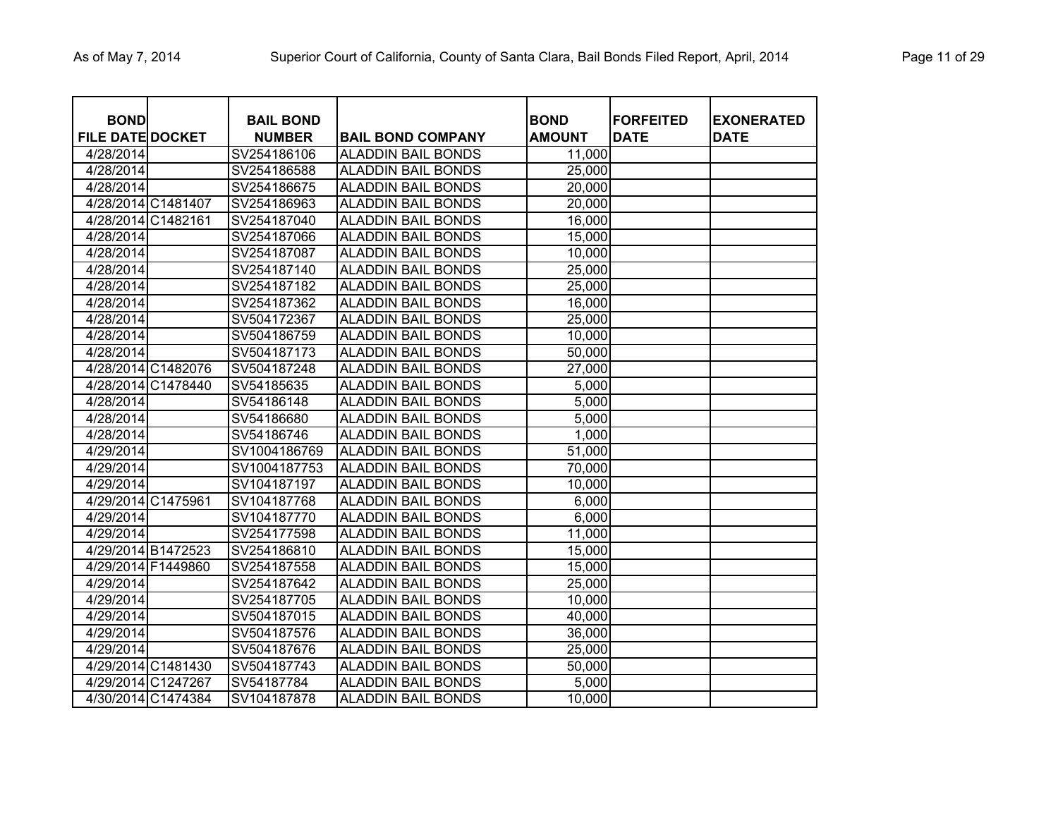| BOND FILE DATE | DOCKET | BAIL BOND NUMBER | BAIL BOND COMPANY | BOND AMOUNT | FORFEITED DATE | EXONERATED DATE |
|---|---|---|---|---|---|---|
| 4/28/2014 | | SV254186106 | ALADDIN BAIL BONDS | 11,000 | | |
| 4/28/2014 | | SV254186588 | ALADDIN BAIL BONDS | 25,000 | | |
| 4/28/2014 | | SV254186675 | ALADDIN BAIL BONDS | 20,000 | | |
| 4/28/2014 | C1481407 | SV254186963 | ALADDIN BAIL BONDS | 20,000 | | |
| 4/28/2014 | C1482161 | SV254187040 | ALADDIN BAIL BONDS | 16,000 | | |
| 4/28/2014 | | SV254187066 | ALADDIN BAIL BONDS | 15,000 | | |
| 4/28/2014 | | SV254187087 | ALADDIN BAIL BONDS | 10,000 | | |
| 4/28/2014 | | SV254187140 | ALADDIN BAIL BONDS | 25,000 | | |
| 4/28/2014 | | SV254187182 | ALADDIN BAIL BONDS | 25,000 | | |
| 4/28/2014 | | SV254187362 | ALADDIN BAIL BONDS | 16,000 | | |
| 4/28/2014 | | SV504172367 | ALADDIN BAIL BONDS | 25,000 | | |
| 4/28/2014 | | SV504186759 | ALADDIN BAIL BONDS | 10,000 | | |
| 4/28/2014 | | SV504187173 | ALADDIN BAIL BONDS | 50,000 | | |
| 4/28/2014 | C1482076 | SV504187248 | ALADDIN BAIL BONDS | 27,000 | | |
| 4/28/2014 | C1478440 | SV54185635 | ALADDIN BAIL BONDS | 5,000 | | |
| 4/28/2014 | | SV54186148 | ALADDIN BAIL BONDS | 5,000 | | |
| 4/28/2014 | | SV54186680 | ALADDIN BAIL BONDS | 5,000 | | |
| 4/28/2014 | | SV54186746 | ALADDIN BAIL BONDS | 1,000 | | |
| 4/29/2014 | | SV1004186769 | ALADDIN BAIL BONDS | 51,000 | | |
| 4/29/2014 | | SV1004187753 | ALADDIN BAIL BONDS | 70,000 | | |
| 4/29/2014 | | SV104187197 | ALADDIN BAIL BONDS | 10,000 | | |
| 4/29/2014 | C1475961 | SV104187768 | ALADDIN BAIL BONDS | 6,000 | | |
| 4/29/2014 | | SV104187770 | ALADDIN BAIL BONDS | 6,000 | | |
| 4/29/2014 | | SV254177598 | ALADDIN BAIL BONDS | 11,000 | | |
| 4/29/2014 | B1472523 | SV254186810 | ALADDIN BAIL BONDS | 15,000 | | |
| 4/29/2014 | F1449860 | SV254187558 | ALADDIN BAIL BONDS | 15,000 | | |
| 4/29/2014 | | SV254187642 | ALADDIN BAIL BONDS | 25,000 | | |
| 4/29/2014 | | SV254187705 | ALADDIN BAIL BONDS | 10,000 | | |
| 4/29/2014 | | SV504187015 | ALADDIN BAIL BONDS | 40,000 | | |
| 4/29/2014 | | SV504187576 | ALADDIN BAIL BONDS | 36,000 | | |
| 4/29/2014 | | SV504187676 | ALADDIN BAIL BONDS | 25,000 | | |
| 4/29/2014 | C1481430 | SV504187743 | ALADDIN BAIL BONDS | 50,000 | | |
| 4/29/2014 | C1247267 | SV54187784 | ALADDIN BAIL BONDS | 5,000 | | |
| 4/30/2014 | C1474384 | SV104187878 | ALADDIN BAIL BONDS | 10,000 | | |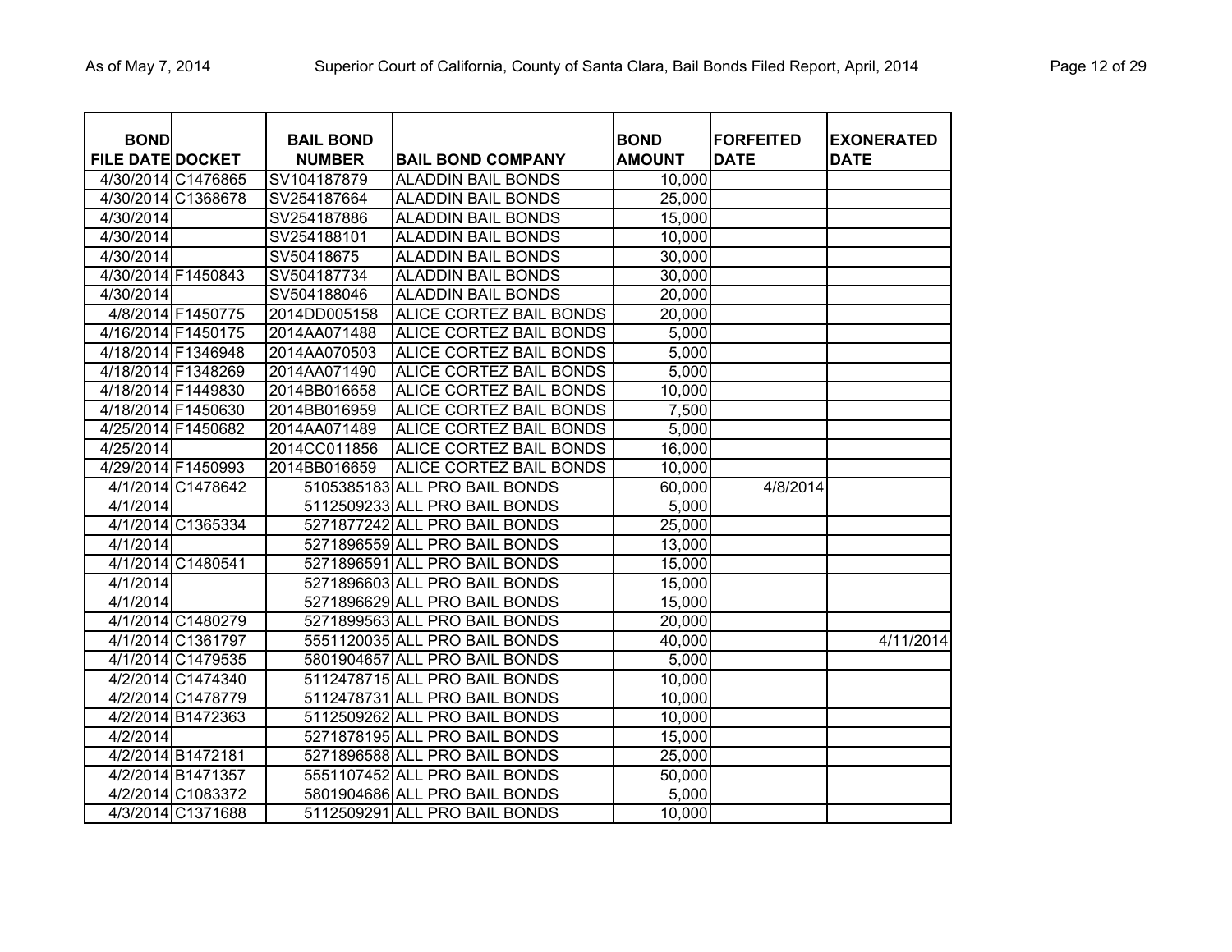| BOND FILE DATE | DOCKET | BAIL BOND NUMBER | BAIL BOND COMPANY | BOND AMOUNT | FORFEITED DATE | EXONERATED DATE |
|---|---|---|---|---|---|---|
| 4/30/2014 | C1476865 | SV104187879 | ALADDIN BAIL BONDS | 10,000 | | |
| 4/30/2014 | C1368678 | SV254187664 | ALADDIN BAIL BONDS | 25,000 | | |
| 4/30/2014 | | SV254187886 | ALADDIN BAIL BONDS | 15,000 | | |
| 4/30/2014 | | SV254188101 | ALADDIN BAIL BONDS | 10,000 | | |
| 4/30/2014 | | SV50418675 | ALADDIN BAIL BONDS | 30,000 | | |
| 4/30/2014 | F1450843 | SV504187734 | ALADDIN BAIL BONDS | 30,000 | | |
| 4/30/2014 | | SV504188046 | ALADDIN BAIL BONDS | 20,000 | | |
| 4/8/2014 | F1450775 | 2014DD005158 | ALICE CORTEZ BAIL BONDS | 20,000 | | |
| 4/16/2014 | F1450175 | 2014AA071488 | ALICE CORTEZ BAIL BONDS | 5,000 | | |
| 4/18/2014 | F1346948 | 2014AA070503 | ALICE CORTEZ BAIL BONDS | 5,000 | | |
| 4/18/2014 | F1348269 | 2014AA071490 | ALICE CORTEZ BAIL BONDS | 5,000 | | |
| 4/18/2014 | F1449830 | 2014BB016658 | ALICE CORTEZ BAIL BONDS | 10,000 | | |
| 4/18/2014 | F1450630 | 2014BB016959 | ALICE CORTEZ BAIL BONDS | 7,500 | | |
| 4/25/2014 | F1450682 | 2014AA071489 | ALICE CORTEZ BAIL BONDS | 5,000 | | |
| 4/25/2014 | | 2014CC011856 | ALICE CORTEZ BAIL BONDS | 16,000 | | |
| 4/29/2014 | F1450993 | 2014BB016659 | ALICE CORTEZ BAIL BONDS | 10,000 | | |
| 4/1/2014 | C1478642 | 5105385183 | ALL PRO BAIL BONDS | 60,000 | 4/8/2014 | |
| 4/1/2014 | | 5112509233 | ALL PRO BAIL BONDS | 5,000 | | |
| 4/1/2014 | C1365334 | 5271877242 | ALL PRO BAIL BONDS | 25,000 | | |
| 4/1/2014 | | 5271896559 | ALL PRO BAIL BONDS | 13,000 | | |
| 4/1/2014 | C1480541 | 5271896591 | ALL PRO BAIL BONDS | 15,000 | | |
| 4/1/2014 | | 5271896603 | ALL PRO BAIL BONDS | 15,000 | | |
| 4/1/2014 | | 5271896629 | ALL PRO BAIL BONDS | 15,000 | | |
| 4/1/2014 | C1480279 | 5271899563 | ALL PRO BAIL BONDS | 20,000 | | |
| 4/1/2014 | C1361797 | 5551120035 | ALL PRO BAIL BONDS | 40,000 | | 4/11/2014 |
| 4/1/2014 | C1479535 | 5801904657 | ALL PRO BAIL BONDS | 5,000 | | |
| 4/2/2014 | C1474340 | 5112478715 | ALL PRO BAIL BONDS | 10,000 | | |
| 4/2/2014 | C1478779 | 5112478731 | ALL PRO BAIL BONDS | 10,000 | | |
| 4/2/2014 | B1472363 | 5112509262 | ALL PRO BAIL BONDS | 10,000 | | |
| 4/2/2014 | | 5271878195 | ALL PRO BAIL BONDS | 15,000 | | |
| 4/2/2014 | B1472181 | 5271896588 | ALL PRO BAIL BONDS | 25,000 | | |
| 4/2/2014 | B1471357 | 5551107452 | ALL PRO BAIL BONDS | 50,000 | | |
| 4/2/2014 | C1083372 | 5801904686 | ALL PRO BAIL BONDS | 5,000 | | |
| 4/3/2014 | C1371688 | 5112509291 | ALL PRO BAIL BONDS | 10,000 | | |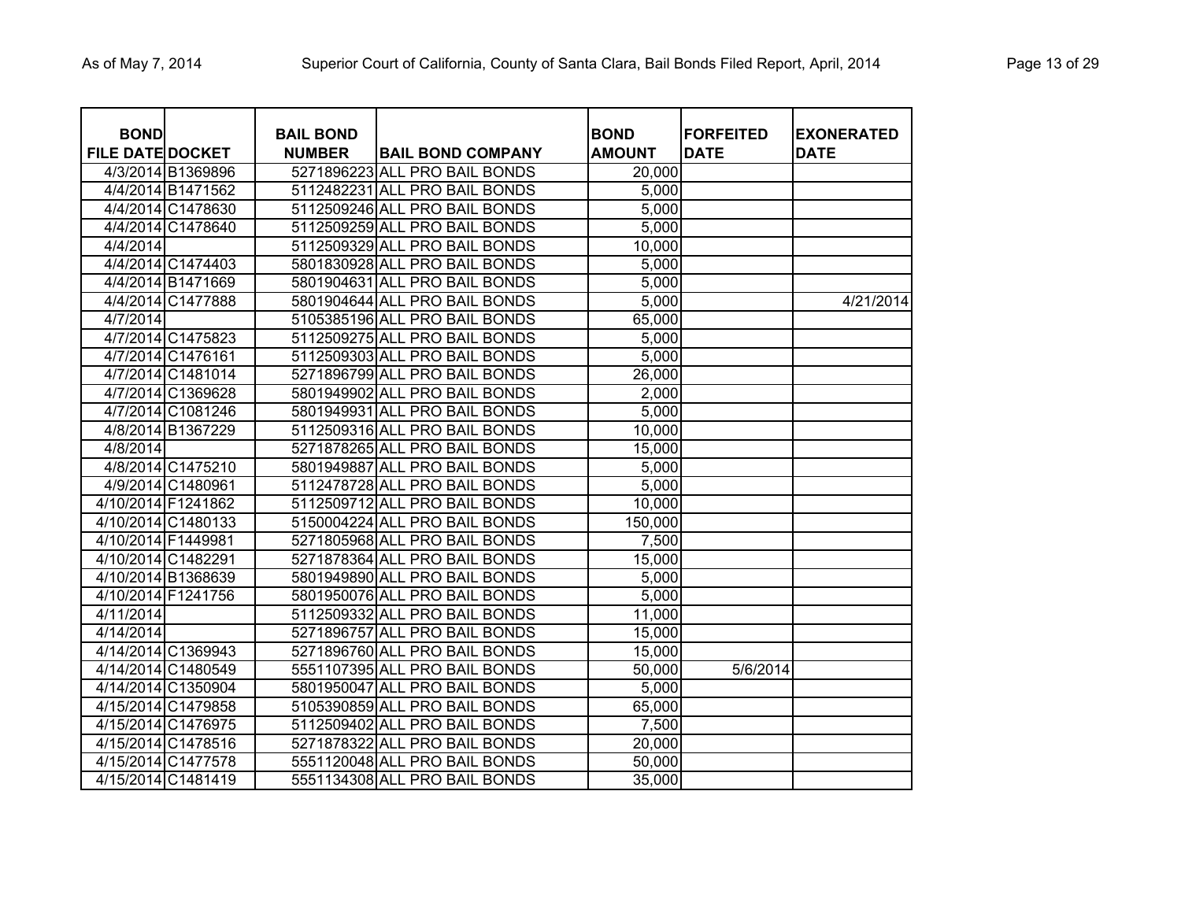| BOND FILE DATE | DOCKET | BAIL BOND NUMBER | BAIL BOND COMPANY | BOND AMOUNT | FORFEITED DATE | EXONERATED DATE |
|---|---|---|---|---|---|---|
| 4/3/2014 | B1369896 | 5271896223 | ALL PRO BAIL BONDS | 20,000 | | |
| 4/4/2014 | B1471562 | 5112482231 | ALL PRO BAIL BONDS | 5,000 | | |
| 4/4/2014 | C1478630 | 5112509246 | ALL PRO BAIL BONDS | 5,000 | | |
| 4/4/2014 | C1478640 | 5112509259 | ALL PRO BAIL BONDS | 5,000 | | |
| 4/4/2014 | | 5112509329 | ALL PRO BAIL BONDS | 10,000 | | |
| 4/4/2014 | C1474403 | 5801830928 | ALL PRO BAIL BONDS | 5,000 | | |
| 4/4/2014 | B1471669 | 5801904631 | ALL PRO BAIL BONDS | 5,000 | | |
| 4/4/2014 | C1477888 | 5801904644 | ALL PRO BAIL BONDS | 5,000 | | 4/21/2014 |
| 4/7/2014 | | 5105385196 | ALL PRO BAIL BONDS | 65,000 | | |
| 4/7/2014 | C1475823 | 5112509275 | ALL PRO BAIL BONDS | 5,000 | | |
| 4/7/2014 | C1476161 | 5112509303 | ALL PRO BAIL BONDS | 5,000 | | |
| 4/7/2014 | C1481014 | 5271896799 | ALL PRO BAIL BONDS | 26,000 | | |
| 4/7/2014 | C1369628 | 5801949902 | ALL PRO BAIL BONDS | 2,000 | | |
| 4/7/2014 | C1081246 | 5801949931 | ALL PRO BAIL BONDS | 5,000 | | |
| 4/8/2014 | B1367229 | 5112509316 | ALL PRO BAIL BONDS | 10,000 | | |
| 4/8/2014 | | 5271878265 | ALL PRO BAIL BONDS | 15,000 | | |
| 4/8/2014 | C1475210 | 5801949887 | ALL PRO BAIL BONDS | 5,000 | | |
| 4/9/2014 | C1480961 | 5112478728 | ALL PRO BAIL BONDS | 5,000 | | |
| 4/10/2014 | F1241862 | 5112509712 | ALL PRO BAIL BONDS | 10,000 | | |
| 4/10/2014 | C1480133 | 5150004224 | ALL PRO BAIL BONDS | 150,000 | | |
| 4/10/2014 | F1449981 | 5271805968 | ALL PRO BAIL BONDS | 7,500 | | |
| 4/10/2014 | C1482291 | 5271878364 | ALL PRO BAIL BONDS | 15,000 | | |
| 4/10/2014 | B1368639 | 5801949890 | ALL PRO BAIL BONDS | 5,000 | | |
| 4/10/2014 | F1241756 | 5801950076 | ALL PRO BAIL BONDS | 5,000 | | |
| 4/11/2014 | | 5112509332 | ALL PRO BAIL BONDS | 11,000 | | |
| 4/14/2014 | | 5271896757 | ALL PRO BAIL BONDS | 15,000 | | |
| 4/14/2014 | C1369943 | 5271896760 | ALL PRO BAIL BONDS | 15,000 | | |
| 4/14/2014 | C1480549 | 5551107395 | ALL PRO BAIL BONDS | 50,000 | 5/6/2014 | |
| 4/14/2014 | C1350904 | 5801950047 | ALL PRO BAIL BONDS | 5,000 | | |
| 4/15/2014 | C1479858 | 5105390859 | ALL PRO BAIL BONDS | 65,000 | | |
| 4/15/2014 | C1476975 | 5112509402 | ALL PRO BAIL BONDS | 7,500 | | |
| 4/15/2014 | C1478516 | 5271878322 | ALL PRO BAIL BONDS | 20,000 | | |
| 4/15/2014 | C1477578 | 5551120048 | ALL PRO BAIL BONDS | 50,000 | | |
| 4/15/2014 | C1481419 | 5551134308 | ALL PRO BAIL BONDS | 35,000 | | |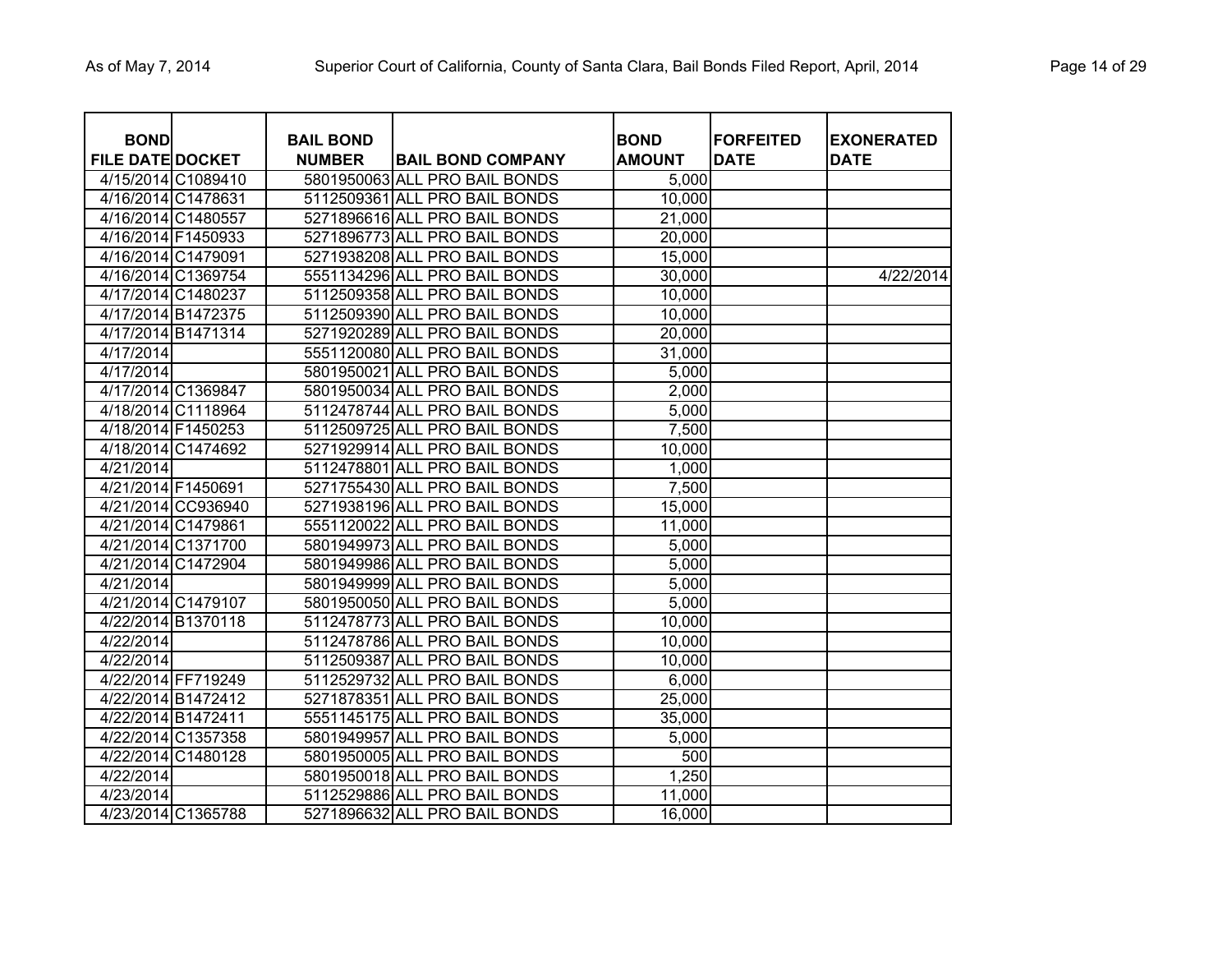| BOND FILE DATE | DOCKET | BAIL BOND NUMBER | BAIL BOND COMPANY | BOND AMOUNT | FORFEITED DATE | EXONERATED DATE |
|---|---|---|---|---|---|---|
| 4/15/2014 | C1089410 | 5801950063 | ALL PRO BAIL BONDS | 5,000 | | |
| 4/16/2014 | C1478631 | 5112509361 | ALL PRO BAIL BONDS | 10,000 | | |
| 4/16/2014 | C1480557 | 5271896616 | ALL PRO BAIL BONDS | 21,000 | | |
| 4/16/2014 | F1450933 | 5271896773 | ALL PRO BAIL BONDS | 20,000 | | |
| 4/16/2014 | C1479091 | 5271938208 | ALL PRO BAIL BONDS | 15,000 | | |
| 4/16/2014 | C1369754 | 5551134296 | ALL PRO BAIL BONDS | 30,000 | | 4/22/2014 |
| 4/17/2014 | C1480237 | 5112509358 | ALL PRO BAIL BONDS | 10,000 | | |
| 4/17/2014 | B1472375 | 5112509390 | ALL PRO BAIL BONDS | 10,000 | | |
| 4/17/2014 | B1471314 | 5271920289 | ALL PRO BAIL BONDS | 20,000 | | |
| 4/17/2014 | | 5551120080 | ALL PRO BAIL BONDS | 31,000 | | |
| 4/17/2014 | | 5801950021 | ALL PRO BAIL BONDS | 5,000 | | |
| 4/17/2014 | C1369847 | 5801950034 | ALL PRO BAIL BONDS | 2,000 | | |
| 4/18/2014 | C1118964 | 5112478744 | ALL PRO BAIL BONDS | 5,000 | | |
| 4/18/2014 | F1450253 | 5112509725 | ALL PRO BAIL BONDS | 7,500 | | |
| 4/18/2014 | C1474692 | 5271929914 | ALL PRO BAIL BONDS | 10,000 | | |
| 4/21/2014 | | 5112478801 | ALL PRO BAIL BONDS | 1,000 | | |
| 4/21/2014 | F1450691 | 5271755430 | ALL PRO BAIL BONDS | 7,500 | | |
| 4/21/2014 | CC936940 | 5271938196 | ALL PRO BAIL BONDS | 15,000 | | |
| 4/21/2014 | C1479861 | 5551120022 | ALL PRO BAIL BONDS | 11,000 | | |
| 4/21/2014 | C1371700 | 5801949973 | ALL PRO BAIL BONDS | 5,000 | | |
| 4/21/2014 | C1472904 | 5801949986 | ALL PRO BAIL BONDS | 5,000 | | |
| 4/21/2014 | | 5801949999 | ALL PRO BAIL BONDS | 5,000 | | |
| 4/21/2014 | C1479107 | 5801950050 | ALL PRO BAIL BONDS | 5,000 | | |
| 4/22/2014 | B1370118 | 5112478773 | ALL PRO BAIL BONDS | 10,000 | | |
| 4/22/2014 | | 5112478786 | ALL PRO BAIL BONDS | 10,000 | | |
| 4/22/2014 | | 5112509387 | ALL PRO BAIL BONDS | 10,000 | | |
| 4/22/2014 | FF719249 | 5112529732 | ALL PRO BAIL BONDS | 6,000 | | |
| 4/22/2014 | B1472412 | 5271878351 | ALL PRO BAIL BONDS | 25,000 | | |
| 4/22/2014 | B1472411 | 5551145175 | ALL PRO BAIL BONDS | 35,000 | | |
| 4/22/2014 | C1357358 | 5801949957 | ALL PRO BAIL BONDS | 5,000 | | |
| 4/22/2014 | C1480128 | 5801950005 | ALL PRO BAIL BONDS | 500 | | |
| 4/22/2014 | | 5801950018 | ALL PRO BAIL BONDS | 1,250 | | |
| 4/23/2014 | | 5112529886 | ALL PRO BAIL BONDS | 11,000 | | |
| 4/23/2014 | C1365788 | 5271896632 | ALL PRO BAIL BONDS | 16,000 | | |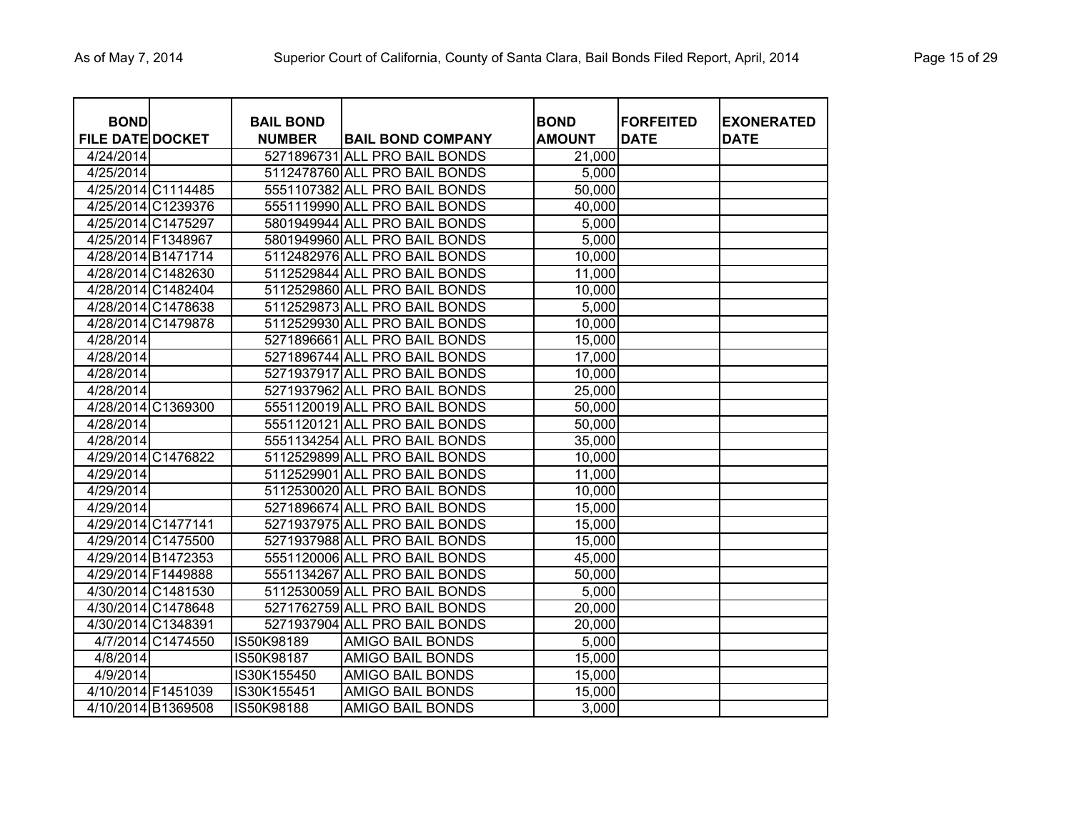| BOND FILE DATE | DOCKET | BAIL BOND NUMBER | BAIL BOND COMPANY | BOND AMOUNT | FORFEITED DATE | EXONERATED DATE |
|---|---|---|---|---|---|---|
| 4/24/2014 | | 5271896731 | ALL PRO BAIL BONDS | 21,000 | | |
| 4/25/2014 | | 5112478760 | ALL PRO BAIL BONDS | 5,000 | | |
| 4/25/2014 | C1114485 | 5551107382 | ALL PRO BAIL BONDS | 50,000 | | |
| 4/25/2014 | C1239376 | 5551119990 | ALL PRO BAIL BONDS | 40,000 | | |
| 4/25/2014 | C1475297 | 5801949944 | ALL PRO BAIL BONDS | 5,000 | | |
| 4/25/2014 | F1348967 | 5801949960 | ALL PRO BAIL BONDS | 5,000 | | |
| 4/28/2014 | B1471714 | 5112482976 | ALL PRO BAIL BONDS | 10,000 | | |
| 4/28/2014 | C1482630 | 5112529844 | ALL PRO BAIL BONDS | 11,000 | | |
| 4/28/2014 | C1482404 | 5112529860 | ALL PRO BAIL BONDS | 10,000 | | |
| 4/28/2014 | C1478638 | 5112529873 | ALL PRO BAIL BONDS | 5,000 | | |
| 4/28/2014 | C1479878 | 5112529930 | ALL PRO BAIL BONDS | 10,000 | | |
| 4/28/2014 | | 5271896661 | ALL PRO BAIL BONDS | 15,000 | | |
| 4/28/2014 | | 5271896744 | ALL PRO BAIL BONDS | 17,000 | | |
| 4/28/2014 | | 5271937917 | ALL PRO BAIL BONDS | 10,000 | | |
| 4/28/2014 | | 5271937962 | ALL PRO BAIL BONDS | 25,000 | | |
| 4/28/2014 | C1369300 | 5551120019 | ALL PRO BAIL BONDS | 50,000 | | |
| 4/28/2014 | | 5551120121 | ALL PRO BAIL BONDS | 50,000 | | |
| 4/28/2014 | | 5551134254 | ALL PRO BAIL BONDS | 35,000 | | |
| 4/29/2014 | C1476822 | 5112529899 | ALL PRO BAIL BONDS | 10,000 | | |
| 4/29/2014 | | 5112529901 | ALL PRO BAIL BONDS | 11,000 | | |
| 4/29/2014 | | 5112530020 | ALL PRO BAIL BONDS | 10,000 | | |
| 4/29/2014 | | 5271896674 | ALL PRO BAIL BONDS | 15,000 | | |
| 4/29/2014 | C1477141 | 5271937975 | ALL PRO BAIL BONDS | 15,000 | | |
| 4/29/2014 | C1475500 | 5271937988 | ALL PRO BAIL BONDS | 15,000 | | |
| 4/29/2014 | B1472353 | 5551120006 | ALL PRO BAIL BONDS | 45,000 | | |
| 4/29/2014 | F1449888 | 5551134267 | ALL PRO BAIL BONDS | 50,000 | | |
| 4/30/2014 | C1481530 | 5112530059 | ALL PRO BAIL BONDS | 5,000 | | |
| 4/30/2014 | C1478648 | 5271762759 | ALL PRO BAIL BONDS | 20,000 | | |
| 4/30/2014 | C1348391 | 5271937904 | ALL PRO BAIL BONDS | 20,000 | | |
| 4/7/2014 | C1474550 | IS50K98189 | AMIGO BAIL BONDS | 5,000 | | |
| 4/8/2014 | | IS50K98187 | AMIGO BAIL BONDS | 15,000 | | |
| 4/9/2014 | | IS30K155450 | AMIGO BAIL BONDS | 15,000 | | |
| 4/10/2014 | F1451039 | IS30K155451 | AMIGO BAIL BONDS | 15,000 | | |
| 4/10/2014 | B1369508 | IS50K98188 | AMIGO BAIL BONDS | 3,000 | | |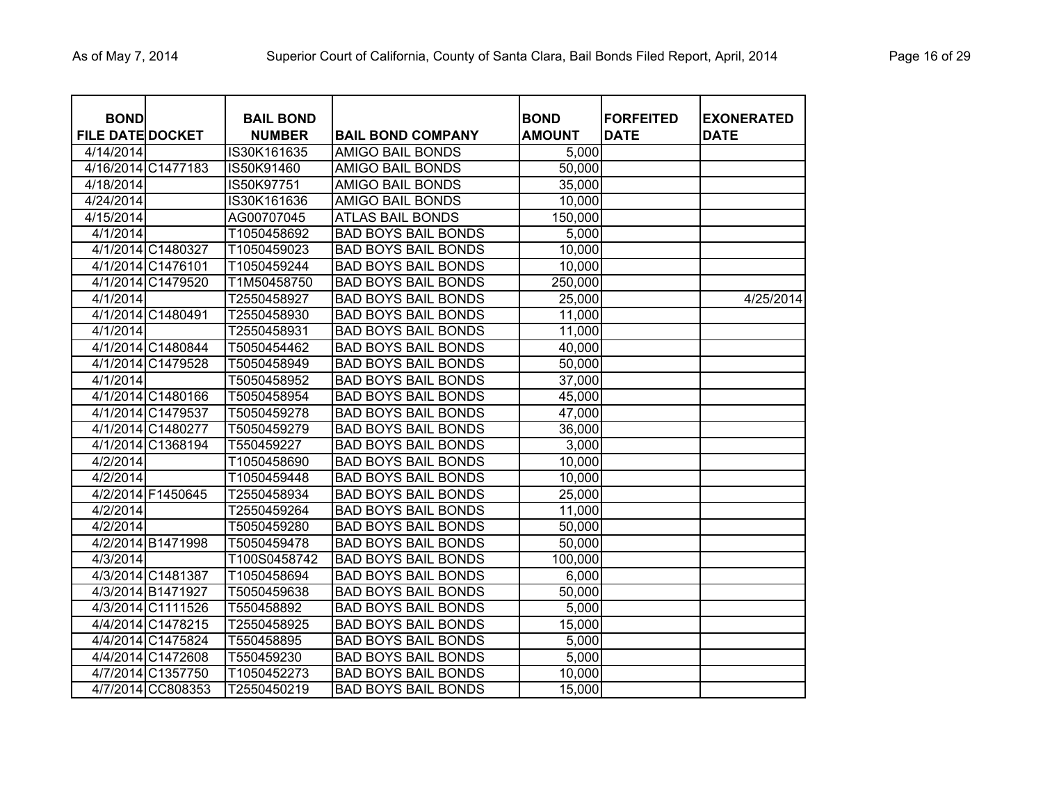| BOND FILE DATE | DOCKET | BAIL BOND NUMBER | BAIL BOND COMPANY | BOND AMOUNT | FORFEITED DATE | EXONERATED DATE |
|---|---|---|---|---|---|---|
| 4/14/2014 | | IS30K161635 | AMIGO BAIL BONDS | 5,000 | | |
| 4/16/2014 | C1477183 | IS50K91460 | AMIGO BAIL BONDS | 50,000 | | |
| 4/18/2014 | | IS50K97751 | AMIGO BAIL BONDS | 35,000 | | |
| 4/24/2014 | | IS30K161636 | AMIGO BAIL BONDS | 10,000 | | |
| 4/15/2014 | | AG00707045 | ATLAS BAIL BONDS | 150,000 | | |
| 4/1/2014 | | T1050458692 | BAD BOYS BAIL BONDS | 5,000 | | |
| 4/1/2014 | C1480327 | T1050459023 | BAD BOYS BAIL BONDS | 10,000 | | |
| 4/1/2014 | C1476101 | T1050459244 | BAD BOYS BAIL BONDS | 10,000 | | |
| 4/1/2014 | C1479520 | T1M50458750 | BAD BOYS BAIL BONDS | 250,000 | | |
| 4/1/2014 | | T2550458927 | BAD BOYS BAIL BONDS | 25,000 | | 4/25/2014 |
| 4/1/2014 | C1480491 | T2550458930 | BAD BOYS BAIL BONDS | 11,000 | | |
| 4/1/2014 | | T2550458931 | BAD BOYS BAIL BONDS | 11,000 | | |
| 4/1/2014 | C1480844 | T5050454462 | BAD BOYS BAIL BONDS | 40,000 | | |
| 4/1/2014 | C1479528 | T5050458949 | BAD BOYS BAIL BONDS | 50,000 | | |
| 4/1/2014 | | T5050458952 | BAD BOYS BAIL BONDS | 37,000 | | |
| 4/1/2014 | C1480166 | T5050458954 | BAD BOYS BAIL BONDS | 45,000 | | |
| 4/1/2014 | C1479537 | T5050459278 | BAD BOYS BAIL BONDS | 47,000 | | |
| 4/1/2014 | C1480277 | T5050459279 | BAD BOYS BAIL BONDS | 36,000 | | |
| 4/1/2014 | C1368194 | T550459227 | BAD BOYS BAIL BONDS | 3,000 | | |
| 4/2/2014 | | T1050458690 | BAD BOYS BAIL BONDS | 10,000 | | |
| 4/2/2014 | | T1050459448 | BAD BOYS BAIL BONDS | 10,000 | | |
| 4/2/2014 | F1450645 | T2550458934 | BAD BOYS BAIL BONDS | 25,000 | | |
| 4/2/2014 | | T2550459264 | BAD BOYS BAIL BONDS | 11,000 | | |
| 4/2/2014 | | T5050459280 | BAD BOYS BAIL BONDS | 50,000 | | |
| 4/2/2014 | B1471998 | T5050459478 | BAD BOYS BAIL BONDS | 50,000 | | |
| 4/3/2014 | | T100S0458742 | BAD BOYS BAIL BONDS | 100,000 | | |
| 4/3/2014 | C1481387 | T1050458694 | BAD BOYS BAIL BONDS | 6,000 | | |
| 4/3/2014 | B1471927 | T5050459638 | BAD BOYS BAIL BONDS | 50,000 | | |
| 4/3/2014 | C1111526 | T550458892 | BAD BOYS BAIL BONDS | 5,000 | | |
| 4/4/2014 | C1478215 | T2550458925 | BAD BOYS BAIL BONDS | 15,000 | | |
| 4/4/2014 | C1475824 | T550458895 | BAD BOYS BAIL BONDS | 5,000 | | |
| 4/4/2014 | C1472608 | T550459230 | BAD BOYS BAIL BONDS | 5,000 | | |
| 4/7/2014 | C1357750 | T1050452273 | BAD BOYS BAIL BONDS | 10,000 | | |
| 4/7/2014 | CC808353 | T2550450219 | BAD BOYS BAIL BONDS | 15,000 | | |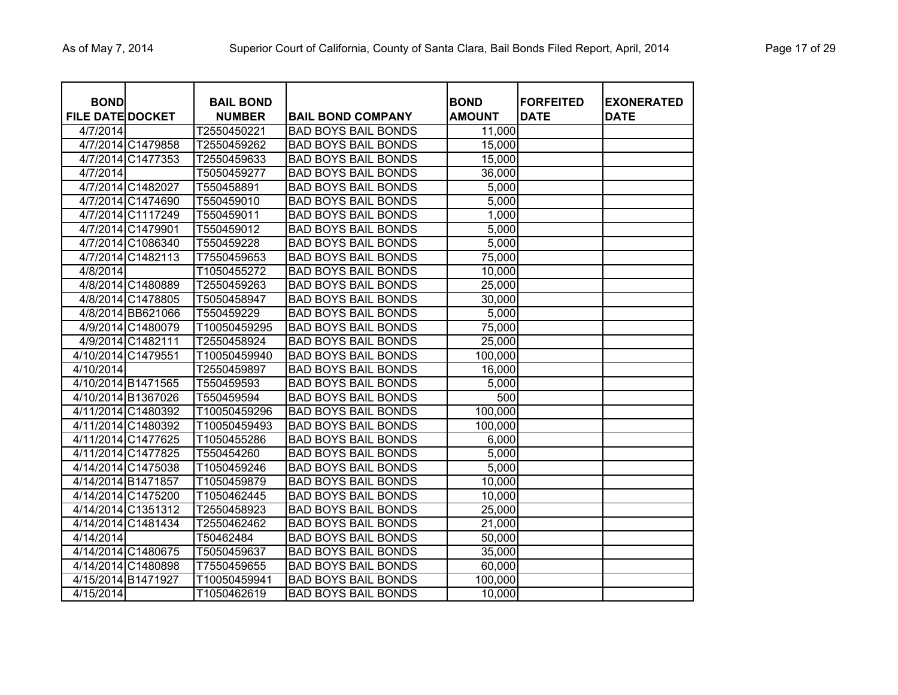| BOND FILE DATE | DOCKET | BAIL BOND NUMBER | BAIL BOND COMPANY | BOND AMOUNT | FORFEITED DATE | EXONERATED DATE |
|---|---|---|---|---|---|---|
| 4/7/2014 | | T2550450221 | BAD BOYS BAIL BONDS | 11,000 | | |
| 4/7/2014 | C1479858 | T2550459262 | BAD BOYS BAIL BONDS | 15,000 | | |
| 4/7/2014 | C1477353 | T2550459633 | BAD BOYS BAIL BONDS | 15,000 | | |
| 4/7/2014 | | T5050459277 | BAD BOYS BAIL BONDS | 36,000 | | |
| 4/7/2014 | C1482027 | T550458891 | BAD BOYS BAIL BONDS | 5,000 | | |
| 4/7/2014 | C1474690 | T550459010 | BAD BOYS BAIL BONDS | 5,000 | | |
| 4/7/2014 | C1117249 | T550459011 | BAD BOYS BAIL BONDS | 1,000 | | |
| 4/7/2014 | C1479901 | T550459012 | BAD BOYS BAIL BONDS | 5,000 | | |
| 4/7/2014 | C1086340 | T550459228 | BAD BOYS BAIL BONDS | 5,000 | | |
| 4/7/2014 | C1482113 | T7550459653 | BAD BOYS BAIL BONDS | 75,000 | | |
| 4/8/2014 | | T1050455272 | BAD BOYS BAIL BONDS | 10,000 | | |
| 4/8/2014 | C1480889 | T2550459263 | BAD BOYS BAIL BONDS | 25,000 | | |
| 4/8/2014 | C1478805 | T5050458947 | BAD BOYS BAIL BONDS | 30,000 | | |
| 4/8/2014 | BB621066 | T550459229 | BAD BOYS BAIL BONDS | 5,000 | | |
| 4/9/2014 | C1480079 | T10050459295 | BAD BOYS BAIL BONDS | 75,000 | | |
| 4/9/2014 | C1482111 | T2550458924 | BAD BOYS BAIL BONDS | 25,000 | | |
| 4/10/2014 | C1479551 | T10050459940 | BAD BOYS BAIL BONDS | 100,000 | | |
| 4/10/2014 | | T2550459897 | BAD BOYS BAIL BONDS | 16,000 | | |
| 4/10/2014 | B1471565 | T550459593 | BAD BOYS BAIL BONDS | 5,000 | | |
| 4/10/2014 | B1367026 | T550459594 | BAD BOYS BAIL BONDS | 500 | | |
| 4/11/2014 | C1480392 | T10050459296 | BAD BOYS BAIL BONDS | 100,000 | | |
| 4/11/2014 | C1480392 | T10050459493 | BAD BOYS BAIL BONDS | 100,000 | | |
| 4/11/2014 | C1477625 | T1050455286 | BAD BOYS BAIL BONDS | 6,000 | | |
| 4/11/2014 | C1477825 | T550454260 | BAD BOYS BAIL BONDS | 5,000 | | |
| 4/14/2014 | C1475038 | T1050459246 | BAD BOYS BAIL BONDS | 5,000 | | |
| 4/14/2014 | B1471857 | T1050459879 | BAD BOYS BAIL BONDS | 10,000 | | |
| 4/14/2014 | C1475200 | T1050462445 | BAD BOYS BAIL BONDS | 10,000 | | |
| 4/14/2014 | C1351312 | T2550458923 | BAD BOYS BAIL BONDS | 25,000 | | |
| 4/14/2014 | C1481434 | T2550462462 | BAD BOYS BAIL BONDS | 21,000 | | |
| 4/14/2014 | | T50462484 | BAD BOYS BAIL BONDS | 50,000 | | |
| 4/14/2014 | C1480675 | T5050459637 | BAD BOYS BAIL BONDS | 35,000 | | |
| 4/14/2014 | C1480898 | T7550459655 | BAD BOYS BAIL BONDS | 60,000 | | |
| 4/15/2014 | B1471927 | T10050459941 | BAD BOYS BAIL BONDS | 100,000 | | |
| 4/15/2014 | | T1050462619 | BAD BOYS BAIL BONDS | 10,000 | | |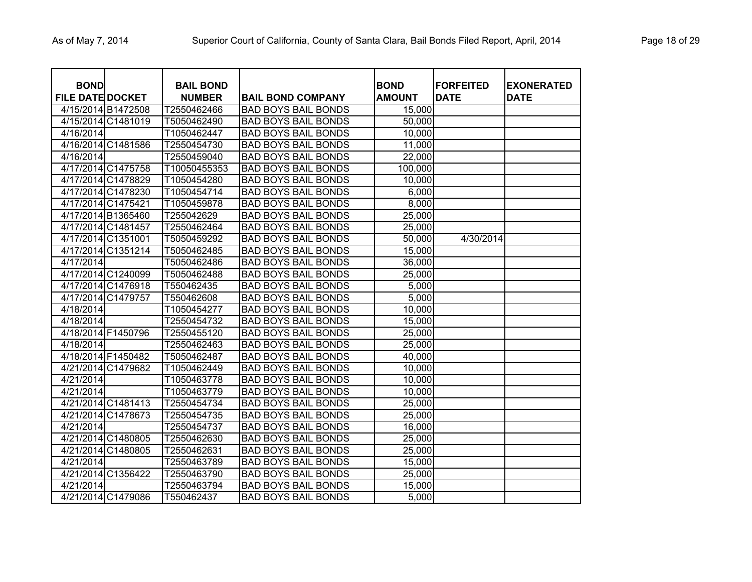| BOND FILE DATE | DOCKET | BAIL BOND NUMBER | BAIL BOND COMPANY | BOND AMOUNT | FORFEITED DATE | EXONERATED DATE |
|---|---|---|---|---|---|---|
| 4/15/2014 | B1472508 | T2550462466 | BAD BOYS BAIL BONDS | 15,000 | | |
| 4/15/2014 | C1481019 | T5050462490 | BAD BOYS BAIL BONDS | 50,000 | | |
| 4/16/2014 | | T1050462447 | BAD BOYS BAIL BONDS | 10,000 | | |
| 4/16/2014 | C1481586 | T2550454730 | BAD BOYS BAIL BONDS | 11,000 | | |
| 4/16/2014 | | T2550459040 | BAD BOYS BAIL BONDS | 22,000 | | |
| 4/17/2014 | C1475758 | T10050455353 | BAD BOYS BAIL BONDS | 100,000 | | |
| 4/17/2014 | C1478829 | T1050454280 | BAD BOYS BAIL BONDS | 10,000 | | |
| 4/17/2014 | C1478230 | T1050454714 | BAD BOYS BAIL BONDS | 6,000 | | |
| 4/17/2014 | C1475421 | T1050459878 | BAD BOYS BAIL BONDS | 8,000 | | |
| 4/17/2014 | B1365460 | T255042629 | BAD BOYS BAIL BONDS | 25,000 | | |
| 4/17/2014 | C1481457 | T2550462464 | BAD BOYS BAIL BONDS | 25,000 | | |
| 4/17/2014 | C1351001 | T5050459292 | BAD BOYS BAIL BONDS | 50,000 | 4/30/2014 | |
| 4/17/2014 | C1351214 | T5050462485 | BAD BOYS BAIL BONDS | 15,000 | | |
| 4/17/2014 | | T5050462486 | BAD BOYS BAIL BONDS | 36,000 | | |
| 4/17/2014 | C1240099 | T5050462488 | BAD BOYS BAIL BONDS | 25,000 | | |
| 4/17/2014 | C1476918 | T550462435 | BAD BOYS BAIL BONDS | 5,000 | | |
| 4/17/2014 | C1479757 | T550462608 | BAD BOYS BAIL BONDS | 5,000 | | |
| 4/18/2014 | | T1050454277 | BAD BOYS BAIL BONDS | 10,000 | | |
| 4/18/2014 | | T2550454732 | BAD BOYS BAIL BONDS | 15,000 | | |
| 4/18/2014 | F1450796 | T2550455120 | BAD BOYS BAIL BONDS | 25,000 | | |
| 4/18/2014 | | T2550462463 | BAD BOYS BAIL BONDS | 25,000 | | |
| 4/18/2014 | F1450482 | T5050462487 | BAD BOYS BAIL BONDS | 40,000 | | |
| 4/21/2014 | C1479682 | T1050462449 | BAD BOYS BAIL BONDS | 10,000 | | |
| 4/21/2014 | | T1050463778 | BAD BOYS BAIL BONDS | 10,000 | | |
| 4/21/2014 | | T1050463779 | BAD BOYS BAIL BONDS | 10,000 | | |
| 4/21/2014 | C1481413 | T2550454734 | BAD BOYS BAIL BONDS | 25,000 | | |
| 4/21/2014 | C1478673 | T2550454735 | BAD BOYS BAIL BONDS | 25,000 | | |
| 4/21/2014 | | T2550454737 | BAD BOYS BAIL BONDS | 16,000 | | |
| 4/21/2014 | C1480805 | T2550462630 | BAD BOYS BAIL BONDS | 25,000 | | |
| 4/21/2014 | C1480805 | T2550462631 | BAD BOYS BAIL BONDS | 25,000 | | |
| 4/21/2014 | | T2550463789 | BAD BOYS BAIL BONDS | 15,000 | | |
| 4/21/2014 | C1356422 | T2550463790 | BAD BOYS BAIL BONDS | 25,000 | | |
| 4/21/2014 | | T2550463794 | BAD BOYS BAIL BONDS | 15,000 | | |
| 4/21/2014 | C1479086 | T550462437 | BAD BOYS BAIL BONDS | 5,000 | | |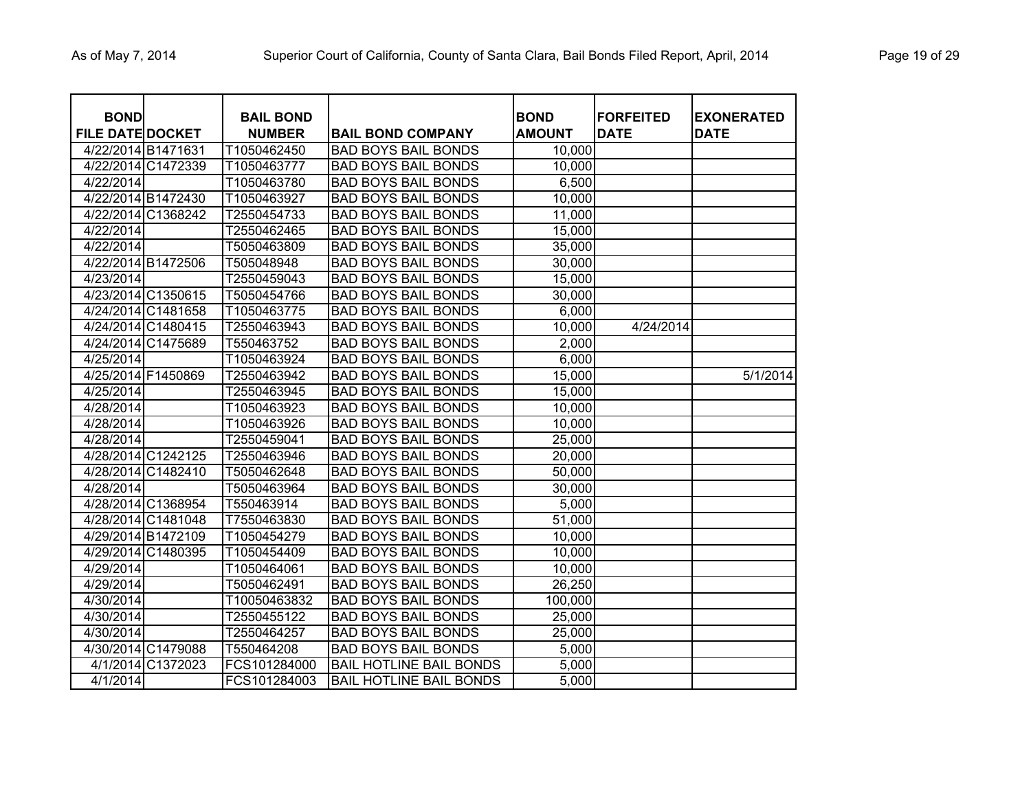| BOND FILE DATE | DOCKET | BAIL BOND NUMBER | BAIL BOND COMPANY | BOND AMOUNT | FORFEITED DATE | EXONERATED DATE |
|---|---|---|---|---|---|---|
| 4/22/2014 | B1471631 | T1050462450 | BAD BOYS BAIL BONDS | 10,000 | | |
| 4/22/2014 | C1472339 | T1050463777 | BAD BOYS BAIL BONDS | 10,000 | | |
| 4/22/2014 | | T1050463780 | BAD BOYS BAIL BONDS | 6,500 | | |
| 4/22/2014 | B1472430 | T1050463927 | BAD BOYS BAIL BONDS | 10,000 | | |
| 4/22/2014 | C1368242 | T2550454733 | BAD BOYS BAIL BONDS | 11,000 | | |
| 4/22/2014 | | T2550462465 | BAD BOYS BAIL BONDS | 15,000 | | |
| 4/22/2014 | | T5050463809 | BAD BOYS BAIL BONDS | 35,000 | | |
| 4/22/2014 | B1472506 | T505048948 | BAD BOYS BAIL BONDS | 30,000 | | |
| 4/23/2014 | | T2550459043 | BAD BOYS BAIL BONDS | 15,000 | | |
| 4/23/2014 | C1350615 | T5050454766 | BAD BOYS BAIL BONDS | 30,000 | | |
| 4/24/2014 | C1481658 | T1050463775 | BAD BOYS BAIL BONDS | 6,000 | | |
| 4/24/2014 | C1480415 | T2550463943 | BAD BOYS BAIL BONDS | 10,000 | 4/24/2014 | |
| 4/24/2014 | C1475689 | T550463752 | BAD BOYS BAIL BONDS | 2,000 | | |
| 4/25/2014 | | T1050463924 | BAD BOYS BAIL BONDS | 6,000 | | |
| 4/25/2014 | F1450869 | T2550463942 | BAD BOYS BAIL BONDS | 15,000 | | 5/1/2014 |
| 4/25/2014 | | T2550463945 | BAD BOYS BAIL BONDS | 15,000 | | |
| 4/28/2014 | | T1050463923 | BAD BOYS BAIL BONDS | 10,000 | | |
| 4/28/2014 | | T1050463926 | BAD BOYS BAIL BONDS | 10,000 | | |
| 4/28/2014 | | T2550459041 | BAD BOYS BAIL BONDS | 25,000 | | |
| 4/28/2014 | C1242125 | T2550463946 | BAD BOYS BAIL BONDS | 20,000 | | |
| 4/28/2014 | C1482410 | T5050462648 | BAD BOYS BAIL BONDS | 50,000 | | |
| 4/28/2014 | | T5050463964 | BAD BOYS BAIL BONDS | 30,000 | | |
| 4/28/2014 | C1368954 | T550463914 | BAD BOYS BAIL BONDS | 5,000 | | |
| 4/28/2014 | C1481048 | T7550463830 | BAD BOYS BAIL BONDS | 51,000 | | |
| 4/29/2014 | B1472109 | T1050454279 | BAD BOYS BAIL BONDS | 10,000 | | |
| 4/29/2014 | C1480395 | T1050454409 | BAD BOYS BAIL BONDS | 10,000 | | |
| 4/29/2014 | | T1050464061 | BAD BOYS BAIL BONDS | 10,000 | | |
| 4/29/2014 | | T5050462491 | BAD BOYS BAIL BONDS | 26,250 | | |
| 4/30/2014 | | T10050463832 | BAD BOYS BAIL BONDS | 100,000 | | |
| 4/30/2014 | | T2550455122 | BAD BOYS BAIL BONDS | 25,000 | | |
| 4/30/2014 | | T2550464257 | BAD BOYS BAIL BONDS | 25,000 | | |
| 4/30/2014 | C1479088 | T550464208 | BAD BOYS BAIL BONDS | 5,000 | | |
| 4/1/2014 | C1372023 | FCS101284000 | BAIL HOTLINE BAIL BONDS | 5,000 | | |
| 4/1/2014 | | FCS101284003 | BAIL HOTLINE BAIL BONDS | 5,000 | | |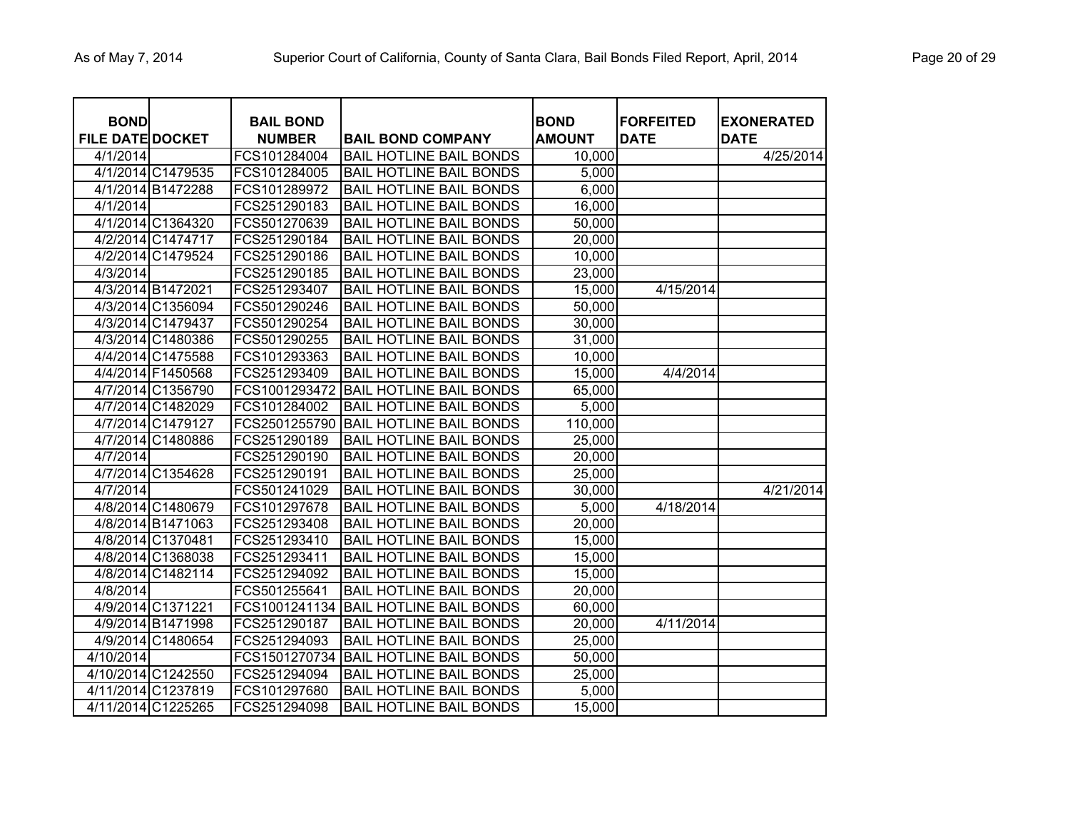| BOND FILE DATE | DOCKET | BAIL BOND NUMBER | BAIL BOND COMPANY | BOND AMOUNT | FORFEITED DATE | EXONERATED DATE |
|---|---|---|---|---|---|---|
| 4/1/2014 | | FCS101284004 | BAIL HOTLINE BAIL BONDS | 10,000 | | 4/25/2014 |
| 4/1/2014 | C1479535 | FCS101284005 | BAIL HOTLINE BAIL BONDS | 5,000 | | |
| 4/1/2014 | B1472288 | FCS101289972 | BAIL HOTLINE BAIL BONDS | 6,000 | | |
| 4/1/2014 | | FCS251290183 | BAIL HOTLINE BAIL BONDS | 16,000 | | |
| 4/1/2014 | C1364320 | FCS501270639 | BAIL HOTLINE BAIL BONDS | 50,000 | | |
| 4/2/2014 | C1474717 | FCS251290184 | BAIL HOTLINE BAIL BONDS | 20,000 | | |
| 4/2/2014 | C1479524 | FCS251290186 | BAIL HOTLINE BAIL BONDS | 10,000 | | |
| 4/3/2014 | | FCS251290185 | BAIL HOTLINE BAIL BONDS | 23,000 | | |
| 4/3/2014 | B1472021 | FCS251293407 | BAIL HOTLINE BAIL BONDS | 15,000 | 4/15/2014 | |
| 4/3/2014 | C1356094 | FCS501290246 | BAIL HOTLINE BAIL BONDS | 50,000 | | |
| 4/3/2014 | C1479437 | FCS501290254 | BAIL HOTLINE BAIL BONDS | 30,000 | | |
| 4/3/2014 | C1480386 | FCS501290255 | BAIL HOTLINE BAIL BONDS | 31,000 | | |
| 4/4/2014 | C1475588 | FCS101293363 | BAIL HOTLINE BAIL BONDS | 10,000 | | |
| 4/4/2014 | F1450568 | FCS251293409 | BAIL HOTLINE BAIL BONDS | 15,000 | 4/4/2014 | |
| 4/7/2014 | C1356790 | FCS1001293472 | BAIL HOTLINE BAIL BONDS | 65,000 | | |
| 4/7/2014 | C1482029 | FCS101284002 | BAIL HOTLINE BAIL BONDS | 5,000 | | |
| 4/7/2014 | C1479127 | FCS2501255790 | BAIL HOTLINE BAIL BONDS | 110,000 | | |
| 4/7/2014 | C1480886 | FCS251290189 | BAIL HOTLINE BAIL BONDS | 25,000 | | |
| 4/7/2014 | | FCS251290190 | BAIL HOTLINE BAIL BONDS | 20,000 | | |
| 4/7/2014 | C1354628 | FCS251290191 | BAIL HOTLINE BAIL BONDS | 25,000 | | |
| 4/7/2014 | | FCS501241029 | BAIL HOTLINE BAIL BONDS | 30,000 | | 4/21/2014 |
| 4/8/2014 | C1480679 | FCS101297678 | BAIL HOTLINE BAIL BONDS | 5,000 | 4/18/2014 | |
| 4/8/2014 | B1471063 | FCS251293408 | BAIL HOTLINE BAIL BONDS | 20,000 | | |
| 4/8/2014 | C1370481 | FCS251293410 | BAIL HOTLINE BAIL BONDS | 15,000 | | |
| 4/8/2014 | C1368038 | FCS251293411 | BAIL HOTLINE BAIL BONDS | 15,000 | | |
| 4/8/2014 | C1482114 | FCS251294092 | BAIL HOTLINE BAIL BONDS | 15,000 | | |
| 4/8/2014 | | FCS501255641 | BAIL HOTLINE BAIL BONDS | 20,000 | | |
| 4/9/2014 | C1371221 | FCS1001241134 | BAIL HOTLINE BAIL BONDS | 60,000 | | |
| 4/9/2014 | B1471998 | FCS251290187 | BAIL HOTLINE BAIL BONDS | 20,000 | 4/11/2014 | |
| 4/9/2014 | C1480654 | FCS251294093 | BAIL HOTLINE BAIL BONDS | 25,000 | | |
| 4/10/2014 | | FCS1501270734 | BAIL HOTLINE BAIL BONDS | 50,000 | | |
| 4/10/2014 | C1242550 | FCS251294094 | BAIL HOTLINE BAIL BONDS | 25,000 | | |
| 4/11/2014 | C1237819 | FCS101297680 | BAIL HOTLINE BAIL BONDS | 5,000 | | |
| 4/11/2014 | C1225265 | FCS251294098 | BAIL HOTLINE BAIL BONDS | 15,000 | | |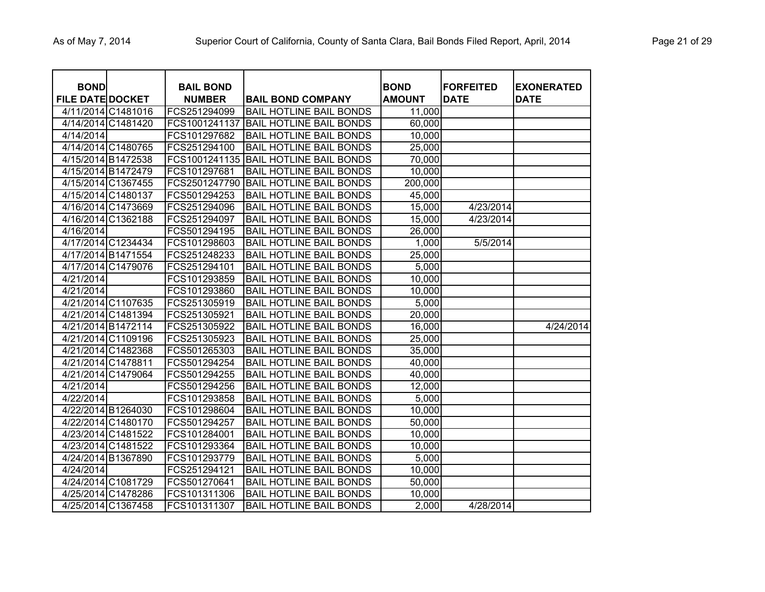| BOND FILE DATE | DOCKET | BAIL BOND NUMBER | BAIL BOND COMPANY | BOND AMOUNT | FORFEITED DATE | EXONERATED DATE |
|---|---|---|---|---|---|---|
| 4/11/2014 | C1481016 | FCS251294099 | BAIL HOTLINE BAIL BONDS | 11,000 | | |
| 4/14/2014 | C1481420 | FCS1001241137 | BAIL HOTLINE BAIL BONDS | 60,000 | | |
| 4/14/2014 | | FCS101297682 | BAIL HOTLINE BAIL BONDS | 10,000 | | |
| 4/14/2014 | C1480765 | FCS251294100 | BAIL HOTLINE BAIL BONDS | 25,000 | | |
| 4/15/2014 | B1472538 | FCS1001241135 | BAIL HOTLINE BAIL BONDS | 70,000 | | |
| 4/15/2014 | B1472479 | FCS101297681 | BAIL HOTLINE BAIL BONDS | 10,000 | | |
| 4/15/2014 | C1367455 | FCS2501247790 | BAIL HOTLINE BAIL BONDS | 200,000 | | |
| 4/15/2014 | C1480137 | FCS501294253 | BAIL HOTLINE BAIL BONDS | 45,000 | | |
| 4/16/2014 | C1473669 | FCS251294096 | BAIL HOTLINE BAIL BONDS | 15,000 | 4/23/2014 | |
| 4/16/2014 | C1362188 | FCS251294097 | BAIL HOTLINE BAIL BONDS | 15,000 | 4/23/2014 | |
| 4/16/2014 | | FCS501294195 | BAIL HOTLINE BAIL BONDS | 26,000 | | |
| 4/17/2014 | C1234434 | FCS101298603 | BAIL HOTLINE BAIL BONDS | 1,000 | 5/5/2014 | |
| 4/17/2014 | B1471554 | FCS251248233 | BAIL HOTLINE BAIL BONDS | 25,000 | | |
| 4/17/2014 | C1479076 | FCS251294101 | BAIL HOTLINE BAIL BONDS | 5,000 | | |
| 4/21/2014 | | FCS101293859 | BAIL HOTLINE BAIL BONDS | 10,000 | | |
| 4/21/2014 | | FCS101293860 | BAIL HOTLINE BAIL BONDS | 10,000 | | |
| 4/21/2014 | C1107635 | FCS251305919 | BAIL HOTLINE BAIL BONDS | 5,000 | | |
| 4/21/2014 | C1481394 | FCS251305921 | BAIL HOTLINE BAIL BONDS | 20,000 | | |
| 4/21/2014 | B1472114 | FCS251305922 | BAIL HOTLINE BAIL BONDS | 16,000 | | 4/24/2014 |
| 4/21/2014 | C1109196 | FCS251305923 | BAIL HOTLINE BAIL BONDS | 25,000 | | |
| 4/21/2014 | C1482368 | FCS501265303 | BAIL HOTLINE BAIL BONDS | 35,000 | | |
| 4/21/2014 | C1478811 | FCS501294254 | BAIL HOTLINE BAIL BONDS | 40,000 | | |
| 4/21/2014 | C1479064 | FCS501294255 | BAIL HOTLINE BAIL BONDS | 40,000 | | |
| 4/21/2014 | | FCS501294256 | BAIL HOTLINE BAIL BONDS | 12,000 | | |
| 4/22/2014 | | FCS101293858 | BAIL HOTLINE BAIL BONDS | 5,000 | | |
| 4/22/2014 | B1264030 | FCS101298604 | BAIL HOTLINE BAIL BONDS | 10,000 | | |
| 4/22/2014 | C1480170 | FCS501294257 | BAIL HOTLINE BAIL BONDS | 50,000 | | |
| 4/23/2014 | C1481522 | FCS101284001 | BAIL HOTLINE BAIL BONDS | 10,000 | | |
| 4/23/2014 | C1481522 | FCS101293364 | BAIL HOTLINE BAIL BONDS | 10,000 | | |
| 4/24/2014 | B1367890 | FCS101293779 | BAIL HOTLINE BAIL BONDS | 5,000 | | |
| 4/24/2014 | | FCS251294121 | BAIL HOTLINE BAIL BONDS | 10,000 | | |
| 4/24/2014 | C1081729 | FCS501270641 | BAIL HOTLINE BAIL BONDS | 50,000 | | |
| 4/25/2014 | C1478286 | FCS101311306 | BAIL HOTLINE BAIL BONDS | 10,000 | | |
| 4/25/2014 | C1367458 | FCS101311307 | BAIL HOTLINE BAIL BONDS | 2,000 | 4/28/2014 | |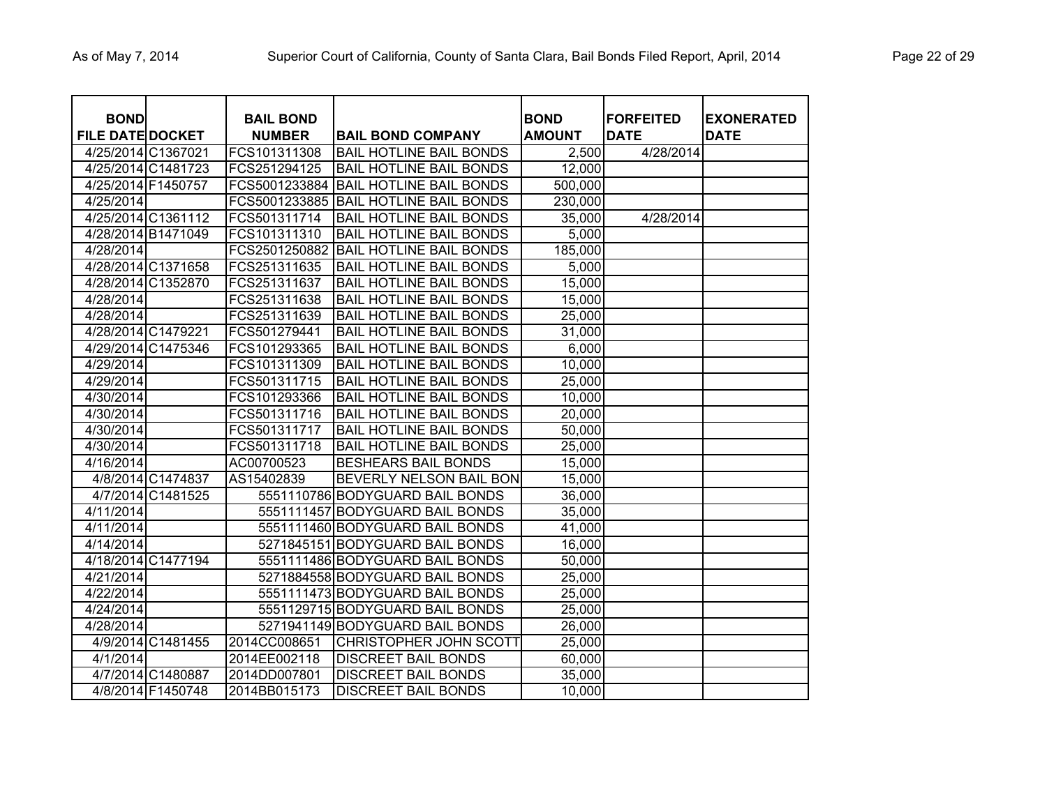| BOND FILE DATE | DOCKET | BAIL BOND NUMBER | BAIL BOND COMPANY | BOND AMOUNT | FORFEITED DATE | EXONERATED DATE |
|---|---|---|---|---|---|---|
| 4/25/2014 | C1367021 | FCS101311308 | BAIL HOTLINE BAIL BONDS | 2,500 | 4/28/2014 | |
| 4/25/2014 | C1481723 | FCS251294125 | BAIL HOTLINE BAIL BONDS | 12,000 | | |
| 4/25/2014 | F1450757 | FCS5001233884 | BAIL HOTLINE BAIL BONDS | 500,000 | | |
| 4/25/2014 | | FCS5001233885 | BAIL HOTLINE BAIL BONDS | 230,000 | | |
| 4/25/2014 | C1361112 | FCS501311714 | BAIL HOTLINE BAIL BONDS | 35,000 | 4/28/2014 | |
| 4/28/2014 | B1471049 | FCS101311310 | BAIL HOTLINE BAIL BONDS | 5,000 | | |
| 4/28/2014 | | FCS2501250882 | BAIL HOTLINE BAIL BONDS | 185,000 | | |
| 4/28/2014 | C1371658 | FCS251311635 | BAIL HOTLINE BAIL BONDS | 5,000 | | |
| 4/28/2014 | C1352870 | FCS251311637 | BAIL HOTLINE BAIL BONDS | 15,000 | | |
| 4/28/2014 | | FCS251311638 | BAIL HOTLINE BAIL BONDS | 15,000 | | |
| 4/28/2014 | | FCS251311639 | BAIL HOTLINE BAIL BONDS | 25,000 | | |
| 4/28/2014 | C1479221 | FCS501279441 | BAIL HOTLINE BAIL BONDS | 31,000 | | |
| 4/29/2014 | C1475346 | FCS101293365 | BAIL HOTLINE BAIL BONDS | 6,000 | | |
| 4/29/2014 | | FCS101311309 | BAIL HOTLINE BAIL BONDS | 10,000 | | |
| 4/29/2014 | | FCS501311715 | BAIL HOTLINE BAIL BONDS | 25,000 | | |
| 4/30/2014 | | FCS101293366 | BAIL HOTLINE BAIL BONDS | 10,000 | | |
| 4/30/2014 | | FCS501311716 | BAIL HOTLINE BAIL BONDS | 20,000 | | |
| 4/30/2014 | | FCS501311717 | BAIL HOTLINE BAIL BONDS | 50,000 | | |
| 4/30/2014 | | FCS501311718 | BAIL HOTLINE BAIL BONDS | 25,000 | | |
| 4/16/2014 | | AC00700523 | BESHEARS BAIL BONDS | 15,000 | | |
| 4/8/2014 | C1474837 | AS15402839 | BEVERLY NELSON BAIL BON | 15,000 | | |
| 4/7/2014 | C1481525 | 5551110786 | BODYGUARD BAIL BONDS | 36,000 | | |
| 4/11/2014 | | 5551111457 | BODYGUARD BAIL BONDS | 35,000 | | |
| 4/11/2014 | | 5551111460 | BODYGUARD BAIL BONDS | 41,000 | | |
| 4/14/2014 | | 5271845151 | BODYGUARD BAIL BONDS | 16,000 | | |
| 4/18/2014 | C1477194 | 5551111486 | BODYGUARD BAIL BONDS | 50,000 | | |
| 4/21/2014 | | 5271884558 | BODYGUARD BAIL BONDS | 25,000 | | |
| 4/22/2014 | | 5551111473 | BODYGUARD BAIL BONDS | 25,000 | | |
| 4/24/2014 | | 5551129715 | BODYGUARD BAIL BONDS | 25,000 | | |
| 4/28/2014 | | 5271941149 | BODYGUARD BAIL BONDS | 26,000 | | |
| 4/9/2014 | C1481455 | 2014CC008651 | CHRISTOPHER JOHN SCOTT | 25,000 | | |
| 4/1/2014 | | 2014EE002118 | DISCREET BAIL BONDS | 60,000 | | |
| 4/7/2014 | C1480887 | 2014DD007801 | DISCREET BAIL BONDS | 35,000 | | |
| 4/8/2014 | F1450748 | 2014BB015173 | DISCREET BAIL BONDS | 10,000 | | |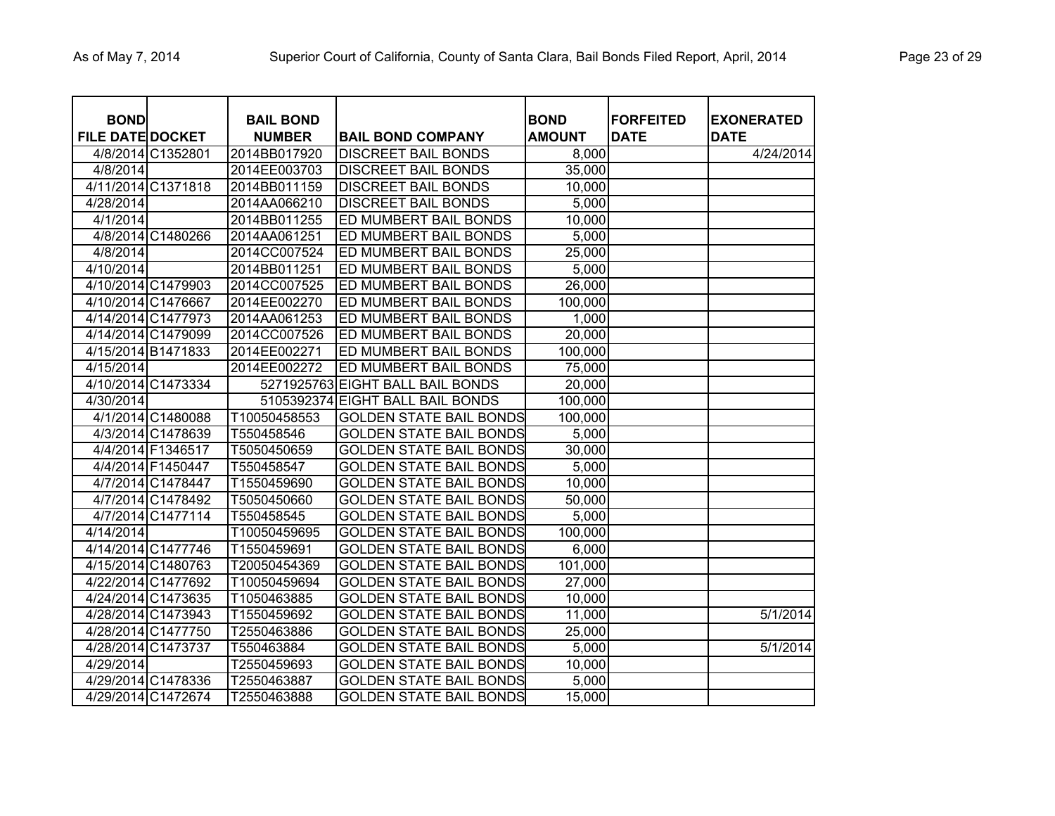| BOND FILE DATE | DOCKET | BAIL BOND NUMBER | BAIL BOND COMPANY | BOND AMOUNT | FORFEITED DATE | EXONERATED DATE |
|---|---|---|---|---|---|---|
| 4/8/2014 | C1352801 | 2014BB017920 | DISCREET BAIL BONDS | 8,000 | | 4/24/2014 |
| 4/8/2014 | | 2014EE003703 | DISCREET BAIL BONDS | 35,000 | | |
| 4/11/2014 | C1371818 | 2014BB011159 | DISCREET BAIL BONDS | 10,000 | | |
| 4/28/2014 | | 2014AA066210 | DISCREET BAIL BONDS | 5,000 | | |
| 4/1/2014 | | 2014BB011255 | ED MUMBERT BAIL BONDS | 10,000 | | |
| 4/8/2014 | C1480266 | 2014AA061251 | ED MUMBERT BAIL BONDS | 5,000 | | |
| 4/8/2014 | | 2014CC007524 | ED MUMBERT BAIL BONDS | 25,000 | | |
| 4/10/2014 | | 2014BB011251 | ED MUMBERT BAIL BONDS | 5,000 | | |
| 4/10/2014 | C1479903 | 2014CC007525 | ED MUMBERT BAIL BONDS | 26,000 | | |
| 4/10/2014 | C1476667 | 2014EE002270 | ED MUMBERT BAIL BONDS | 100,000 | | |
| 4/14/2014 | C1477973 | 2014AA061253 | ED MUMBERT BAIL BONDS | 1,000 | | |
| 4/14/2014 | C1479099 | 2014CC007526 | ED MUMBERT BAIL BONDS | 20,000 | | |
| 4/15/2014 | B1471833 | 2014EE002271 | ED MUMBERT BAIL BONDS | 100,000 | | |
| 4/15/2014 | | 2014EE002272 | ED MUMBERT BAIL BONDS | 75,000 | | |
| 4/10/2014 | C1473334 | 5271925763 | EIGHT BALL BAIL BONDS | 20,000 | | |
| 4/30/2014 | | 5105392374 | EIGHT BALL BAIL BONDS | 100,000 | | |
| 4/1/2014 | C1480088 | T10050458553 | GOLDEN STATE BAIL BONDS | 100,000 | | |
| 4/3/2014 | C1478639 | T550458546 | GOLDEN STATE BAIL BONDS | 5,000 | | |
| 4/4/2014 | F1346517 | T5050450659 | GOLDEN STATE BAIL BONDS | 30,000 | | |
| 4/4/2014 | F1450447 | T550458547 | GOLDEN STATE BAIL BONDS | 5,000 | | |
| 4/7/2014 | C1478447 | T1550459690 | GOLDEN STATE BAIL BONDS | 10,000 | | |
| 4/7/2014 | C1478492 | T5050450660 | GOLDEN STATE BAIL BONDS | 50,000 | | |
| 4/7/2014 | C1477114 | T550458545 | GOLDEN STATE BAIL BONDS | 5,000 | | |
| 4/14/2014 | | T10050459695 | GOLDEN STATE BAIL BONDS | 100,000 | | |
| 4/14/2014 | C1477746 | T1550459691 | GOLDEN STATE BAIL BONDS | 6,000 | | |
| 4/15/2014 | C1480763 | T20050454369 | GOLDEN STATE BAIL BONDS | 101,000 | | |
| 4/22/2014 | C1477692 | T10050459694 | GOLDEN STATE BAIL BONDS | 27,000 | | |
| 4/24/2014 | C1473635 | T1050463885 | GOLDEN STATE BAIL BONDS | 10,000 | | |
| 4/28/2014 | C1473943 | T1550459692 | GOLDEN STATE BAIL BONDS | 11,000 | | 5/1/2014 |
| 4/28/2014 | C1477750 | T2550463886 | GOLDEN STATE BAIL BONDS | 25,000 | | |
| 4/28/2014 | C1473737 | T550463884 | GOLDEN STATE BAIL BONDS | 5,000 | | 5/1/2014 |
| 4/29/2014 | | T2550459693 | GOLDEN STATE BAIL BONDS | 10,000 | | |
| 4/29/2014 | C1478336 | T2550463887 | GOLDEN STATE BAIL BONDS | 5,000 | | |
| 4/29/2014 | C1472674 | T2550463888 | GOLDEN STATE BAIL BONDS | 15,000 | | |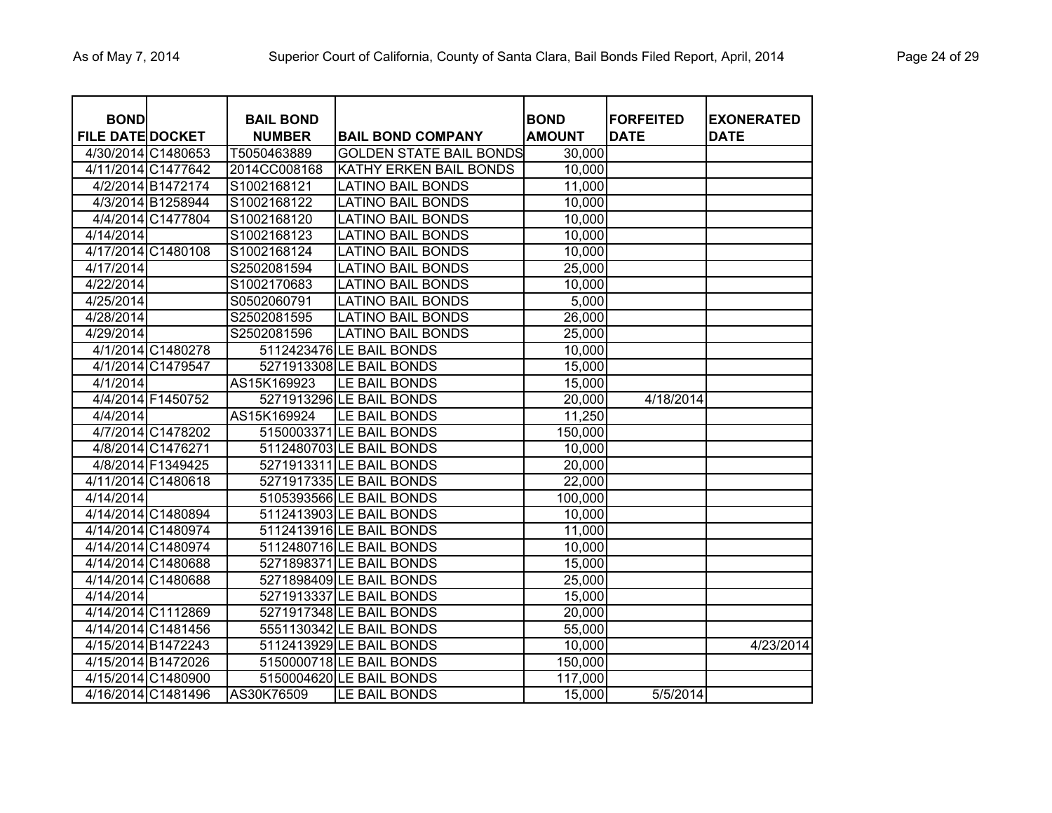| BOND FILE DATE | DOCKET | BAIL BOND NUMBER | BAIL BOND COMPANY | BOND AMOUNT | FORFEITED DATE | EXONERATED DATE |
|---|---|---|---|---|---|---|
| 4/30/2014 | C1480653 | T5050463889 | GOLDEN STATE BAIL BONDS | 30,000 | | |
| 4/11/2014 | C1477642 | 2014CC008168 | KATHY ERKEN BAIL BONDS | 10,000 | | |
| 4/2/2014 | B1472174 | S1002168121 | LATINO BAIL BONDS | 11,000 | | |
| 4/3/2014 | B1258944 | S1002168122 | LATINO BAIL BONDS | 10,000 | | |
| 4/4/2014 | C1477804 | S1002168120 | LATINO BAIL BONDS | 10,000 | | |
| 4/14/2014 | | S1002168123 | LATINO BAIL BONDS | 10,000 | | |
| 4/17/2014 | C1480108 | S1002168124 | LATINO BAIL BONDS | 10,000 | | |
| 4/17/2014 | | S2502081594 | LATINO BAIL BONDS | 25,000 | | |
| 4/22/2014 | | S1002170683 | LATINO BAIL BONDS | 10,000 | | |
| 4/25/2014 | | S0502060791 | LATINO BAIL BONDS | 5,000 | | |
| 4/28/2014 | | S2502081595 | LATINO BAIL BONDS | 26,000 | | |
| 4/29/2014 | | S2502081596 | LATINO BAIL BONDS | 25,000 | | |
| 4/1/2014 | C1480278 | 5112423476 | LE BAIL BONDS | 10,000 | | |
| 4/1/2014 | C1479547 | 5271913308 | LE BAIL BONDS | 15,000 | | |
| 4/1/2014 | | AS15K169923 | LE BAIL BONDS | 15,000 | | |
| 4/4/2014 | F1450752 | 5271913296 | LE BAIL BONDS | 20,000 | 4/18/2014 | |
| 4/4/2014 | | AS15K169924 | LE BAIL BONDS | 11,250 | | |
| 4/7/2014 | C1478202 | 5150003371 | LE BAIL BONDS | 150,000 | | |
| 4/8/2014 | C1476271 | 5112480703 | LE BAIL BONDS | 10,000 | | |
| 4/8/2014 | F1349425 | 5271913311 | LE BAIL BONDS | 20,000 | | |
| 4/11/2014 | C1480618 | 5271917335 | LE BAIL BONDS | 22,000 | | |
| 4/14/2014 | | 5105393566 | LE BAIL BONDS | 100,000 | | |
| 4/14/2014 | C1480894 | 5112413903 | LE BAIL BONDS | 10,000 | | |
| 4/14/2014 | C1480974 | 5112413916 | LE BAIL BONDS | 11,000 | | |
| 4/14/2014 | C1480974 | 5112480716 | LE BAIL BONDS | 10,000 | | |
| 4/14/2014 | C1480688 | 5271898371 | LE BAIL BONDS | 15,000 | | |
| 4/14/2014 | C1480688 | 5271898409 | LE BAIL BONDS | 25,000 | | |
| 4/14/2014 | | 5271913337 | LE BAIL BONDS | 15,000 | | |
| 4/14/2014 | C1112869 | 5271917348 | LE BAIL BONDS | 20,000 | | |
| 4/14/2014 | C1481456 | 5551130342 | LE BAIL BONDS | 55,000 | | |
| 4/15/2014 | B1472243 | 5112413929 | LE BAIL BONDS | 10,000 | | 4/23/2014 |
| 4/15/2014 | B1472026 | 5150000718 | LE BAIL BONDS | 150,000 | | |
| 4/15/2014 | C1480900 | 5150004620 | LE BAIL BONDS | 117,000 | | |
| 4/16/2014 | C1481496 | AS30K76509 | LE BAIL BONDS | 15,000 | 5/5/2014 | |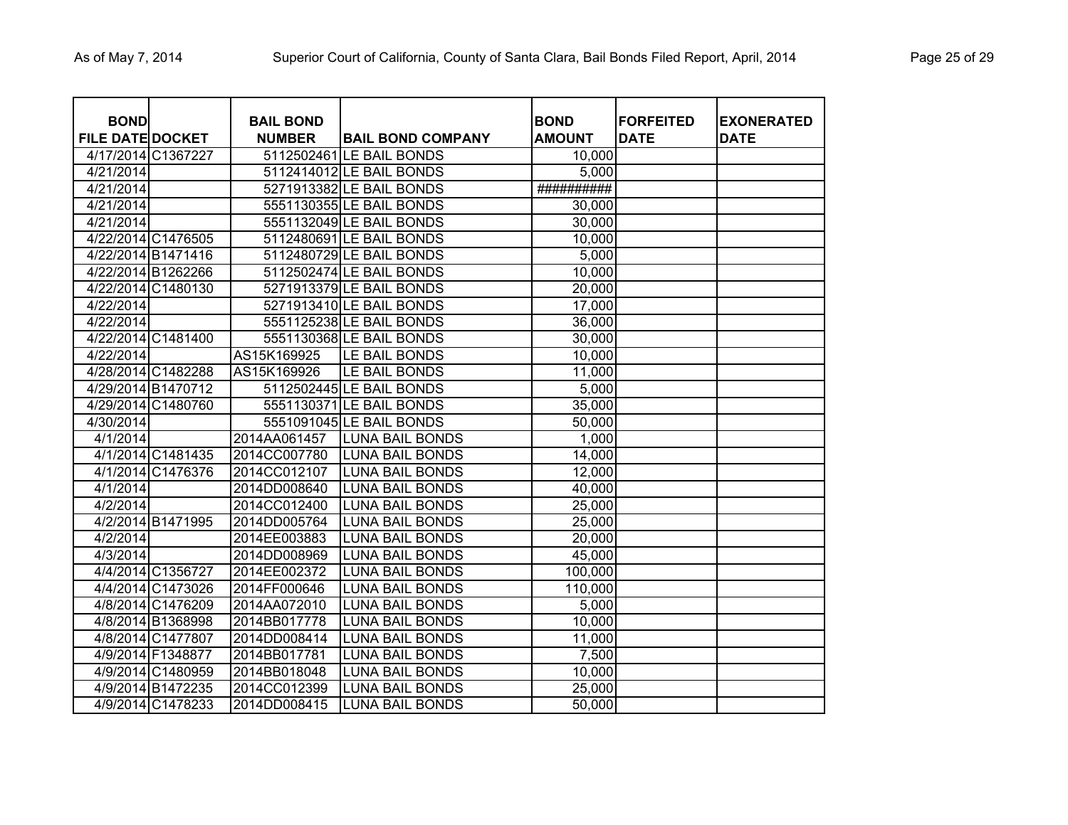| BOND FILE DATE | DOCKET | BAIL BOND NUMBER | BAIL BOND COMPANY | BOND AMOUNT | FORFEITED DATE | EXONERATED DATE |
|---|---|---|---|---|---|---|
| 4/17/2014 | C1367227 | 5112502461 | LE BAIL BONDS | 10,000 | | |
| 4/21/2014 | | 5112414012 | LE BAIL BONDS | 5,000 | | |
| 4/21/2014 | | 5271913382 | LE BAIL BONDS | ########## | | |
| 4/21/2014 | | 5551130355 | LE BAIL BONDS | 30,000 | | |
| 4/21/2014 | | 5551132049 | LE BAIL BONDS | 30,000 | | |
| 4/22/2014 | C1476505 | 5112480691 | LE BAIL BONDS | 10,000 | | |
| 4/22/2014 | B1471416 | 5112480729 | LE BAIL BONDS | 5,000 | | |
| 4/22/2014 | B1262266 | 5112502474 | LE BAIL BONDS | 10,000 | | |
| 4/22/2014 | C1480130 | 5271913379 | LE BAIL BONDS | 20,000 | | |
| 4/22/2014 | | 5271913410 | LE BAIL BONDS | 17,000 | | |
| 4/22/2014 | | 5551125238 | LE BAIL BONDS | 36,000 | | |
| 4/22/2014 | C1481400 | 5551130368 | LE BAIL BONDS | 30,000 | | |
| 4/22/2014 | | AS15K169925 | LE BAIL BONDS | 10,000 | | |
| 4/28/2014 | C1482288 | AS15K169926 | LE BAIL BONDS | 11,000 | | |
| 4/29/2014 | B1470712 | 5112502445 | LE BAIL BONDS | 5,000 | | |
| 4/29/2014 | C1480760 | 5551130371 | LE BAIL BONDS | 35,000 | | |
| 4/30/2014 | | 5551091045 | LE BAIL BONDS | 50,000 | | |
| 4/1/2014 | | 2014AA061457 | LUNA BAIL BONDS | 1,000 | | |
| 4/1/2014 | C1481435 | 2014CC007780 | LUNA BAIL BONDS | 14,000 | | |
| 4/1/2014 | C1476376 | 2014CC012107 | LUNA BAIL BONDS | 12,000 | | |
| 4/1/2014 | | 2014DD008640 | LUNA BAIL BONDS | 40,000 | | |
| 4/2/2014 | | 2014CC012400 | LUNA BAIL BONDS | 25,000 | | |
| 4/2/2014 | B1471995 | 2014DD005764 | LUNA BAIL BONDS | 25,000 | | |
| 4/2/2014 | | 2014EE003883 | LUNA BAIL BONDS | 20,000 | | |
| 4/3/2014 | | 2014DD008969 | LUNA BAIL BONDS | 45,000 | | |
| 4/4/2014 | C1356727 | 2014EE002372 | LUNA BAIL BONDS | 100,000 | | |
| 4/4/2014 | C1473026 | 2014FF000646 | LUNA BAIL BONDS | 110,000 | | |
| 4/8/2014 | C1476209 | 2014AA072010 | LUNA BAIL BONDS | 5,000 | | |
| 4/8/2014 | B1368998 | 2014BB017778 | LUNA BAIL BONDS | 10,000 | | |
| 4/8/2014 | C1477807 | 2014DD008414 | LUNA BAIL BONDS | 11,000 | | |
| 4/9/2014 | F1348877 | 2014BB017781 | LUNA BAIL BONDS | 7,500 | | |
| 4/9/2014 | C1480959 | 2014BB018048 | LUNA BAIL BONDS | 10,000 | | |
| 4/9/2014 | B1472235 | 2014CC012399 | LUNA BAIL BONDS | 25,000 | | |
| 4/9/2014 | C1478233 | 2014DD008415 | LUNA BAIL BONDS | 50,000 | | |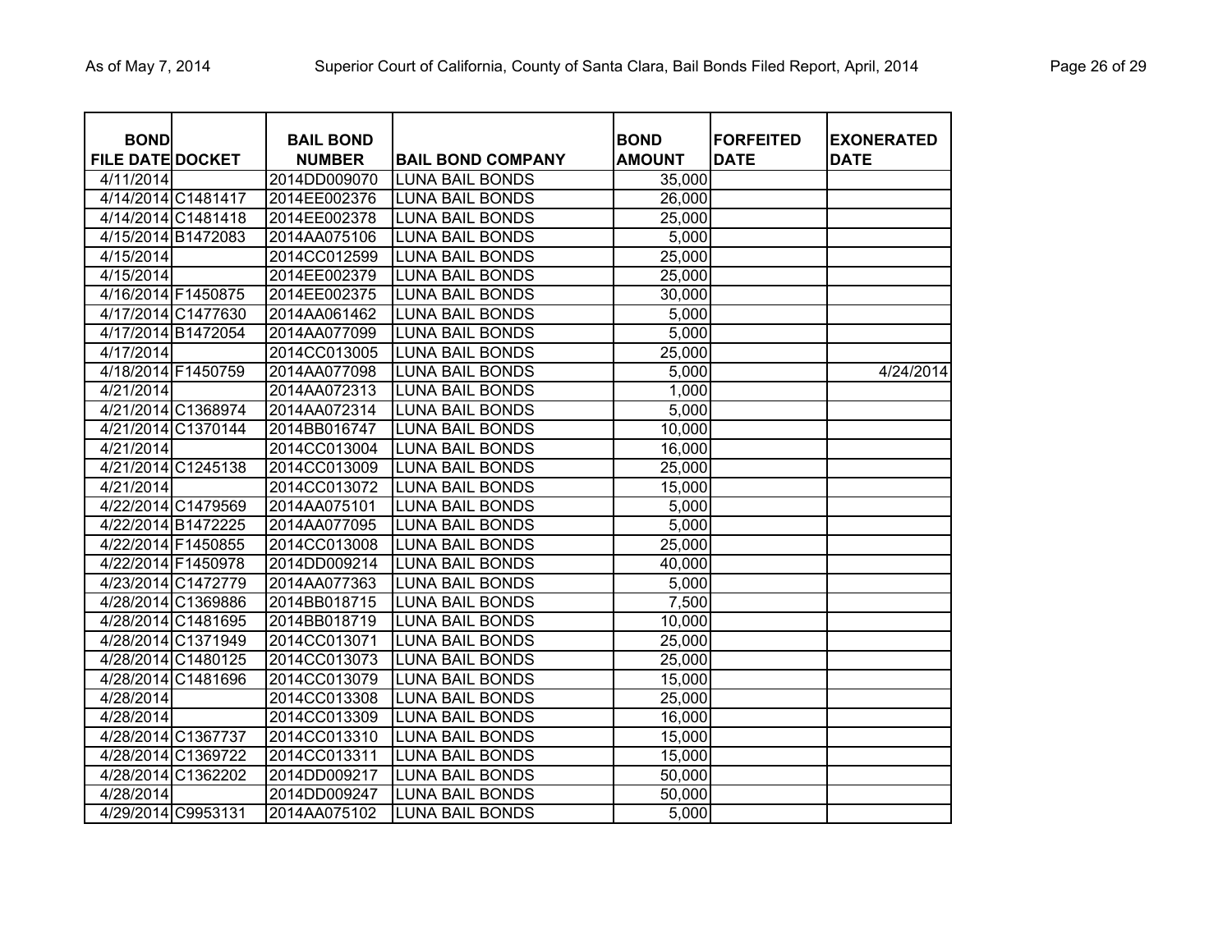| BOND FILE DATE | DOCKET | BAIL BOND NUMBER | BAIL BOND COMPANY | BOND AMOUNT | FORFEITED DATE | EXONERATED DATE |
|---|---|---|---|---|---|---|
| 4/11/2014 | | 2014DD009070 | LUNA BAIL BONDS | 35,000 | | |
| 4/14/2014 | C1481417 | 2014EE002376 | LUNA BAIL BONDS | 26,000 | | |
| 4/14/2014 | C1481418 | 2014EE002378 | LUNA BAIL BONDS | 25,000 | | |
| 4/15/2014 | B1472083 | 2014AA075106 | LUNA BAIL BONDS | 5,000 | | |
| 4/15/2014 | | 2014CC012599 | LUNA BAIL BONDS | 25,000 | | |
| 4/15/2014 | | 2014EE002379 | LUNA BAIL BONDS | 25,000 | | |
| 4/16/2014 | F1450875 | 2014EE002375 | LUNA BAIL BONDS | 30,000 | | |
| 4/17/2014 | C1477630 | 2014AA061462 | LUNA BAIL BONDS | 5,000 | | |
| 4/17/2014 | B1472054 | 2014AA077099 | LUNA BAIL BONDS | 5,000 | | |
| 4/17/2014 | | 2014CC013005 | LUNA BAIL BONDS | 25,000 | | |
| 4/18/2014 | F1450759 | 2014AA077098 | LUNA BAIL BONDS | 5,000 | | 4/24/2014 |
| 4/21/2014 | | 2014AA072313 | LUNA BAIL BONDS | 1,000 | | |
| 4/21/2014 | C1368974 | 2014AA072314 | LUNA BAIL BONDS | 5,000 | | |
| 4/21/2014 | C1370144 | 2014BB016747 | LUNA BAIL BONDS | 10,000 | | |
| 4/21/2014 | | 2014CC013004 | LUNA BAIL BONDS | 16,000 | | |
| 4/21/2014 | C1245138 | 2014CC013009 | LUNA BAIL BONDS | 25,000 | | |
| 4/21/2014 | | 2014CC013072 | LUNA BAIL BONDS | 15,000 | | |
| 4/22/2014 | C1479569 | 2014AA075101 | LUNA BAIL BONDS | 5,000 | | |
| 4/22/2014 | B1472225 | 2014AA077095 | LUNA BAIL BONDS | 5,000 | | |
| 4/22/2014 | F1450855 | 2014CC013008 | LUNA BAIL BONDS | 25,000 | | |
| 4/22/2014 | F1450978 | 2014DD009214 | LUNA BAIL BONDS | 40,000 | | |
| 4/23/2014 | C1472779 | 2014AA077363 | LUNA BAIL BONDS | 5,000 | | |
| 4/28/2014 | C1369886 | 2014BB018715 | LUNA BAIL BONDS | 7,500 | | |
| 4/28/2014 | C1481695 | 2014BB018719 | LUNA BAIL BONDS | 10,000 | | |
| 4/28/2014 | C1371949 | 2014CC013071 | LUNA BAIL BONDS | 25,000 | | |
| 4/28/2014 | C1480125 | 2014CC013073 | LUNA BAIL BONDS | 25,000 | | |
| 4/28/2014 | C1481696 | 2014CC013079 | LUNA BAIL BONDS | 15,000 | | |
| 4/28/2014 | | 2014CC013308 | LUNA BAIL BONDS | 25,000 | | |
| 4/28/2014 | | 2014CC013309 | LUNA BAIL BONDS | 16,000 | | |
| 4/28/2014 | C1367737 | 2014CC013310 | LUNA BAIL BONDS | 15,000 | | |
| 4/28/2014 | C1369722 | 2014CC013311 | LUNA BAIL BONDS | 15,000 | | |
| 4/28/2014 | C1362202 | 2014DD009217 | LUNA BAIL BONDS | 50,000 | | |
| 4/28/2014 | | 2014DD009247 | LUNA BAIL BONDS | 50,000 | | |
| 4/29/2014 | C9953131 | 2014AA075102 | LUNA BAIL BONDS | 5,000 | | |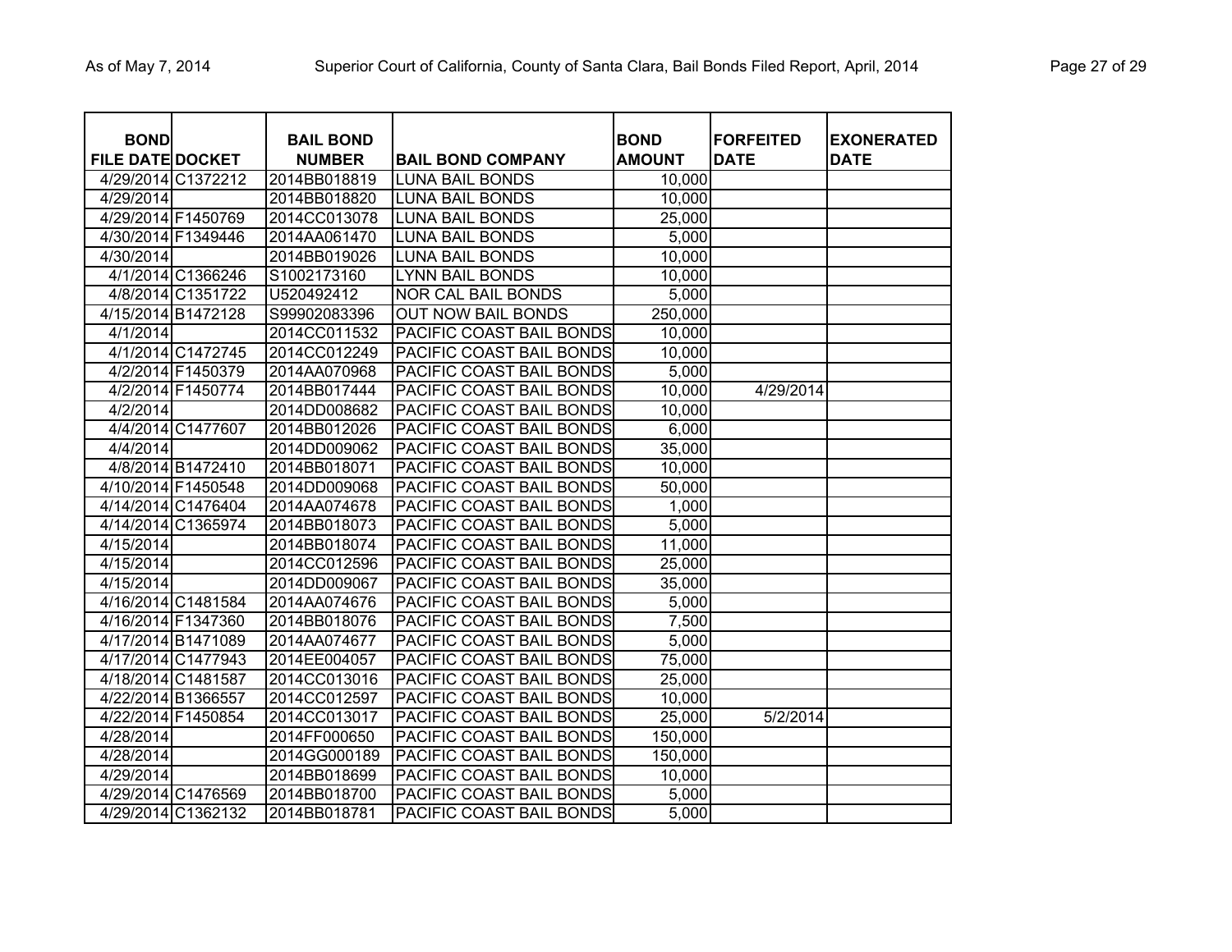| BOND FILE DATE | DOCKET | BAIL BOND NUMBER | BAIL BOND COMPANY | BOND AMOUNT | FORFEITED DATE | EXONERATED DATE |
|---|---|---|---|---|---|---|
| 4/29/2014 | C1372212 | 2014BB018819 | LUNA BAIL BONDS | 10,000 | | |
| 4/29/2014 | | 2014BB018820 | LUNA BAIL BONDS | 10,000 | | |
| 4/29/2014 | F1450769 | 2014CC013078 | LUNA BAIL BONDS | 25,000 | | |
| 4/30/2014 | F1349446 | 2014AA061470 | LUNA BAIL BONDS | 5,000 | | |
| 4/30/2014 | | 2014BB019026 | LUNA BAIL BONDS | 10,000 | | |
| 4/1/2014 | C1366246 | S1002173160 | LYNN BAIL BONDS | 10,000 | | |
| 4/8/2014 | C1351722 | U520492412 | NOR CAL BAIL BONDS | 5,000 | | |
| 4/15/2014 | B1472128 | S99902083396 | OUT NOW BAIL BONDS | 250,000 | | |
| 4/1/2014 | | 2014CC011532 | PACIFIC COAST BAIL BONDS | 10,000 | | |
| 4/1/2014 | C1472745 | 2014CC012249 | PACIFIC COAST BAIL BONDS | 10,000 | | |
| 4/2/2014 | F1450379 | 2014AA070968 | PACIFIC COAST BAIL BONDS | 5,000 | | |
| 4/2/2014 | F1450774 | 2014BB017444 | PACIFIC COAST BAIL BONDS | 10,000 | 4/29/2014 | |
| 4/2/2014 | | 2014DD008682 | PACIFIC COAST BAIL BONDS | 10,000 | | |
| 4/4/2014 | C1477607 | 2014BB012026 | PACIFIC COAST BAIL BONDS | 6,000 | | |
| 4/4/2014 | | 2014DD009062 | PACIFIC COAST BAIL BONDS | 35,000 | | |
| 4/8/2014 | B1472410 | 2014BB018071 | PACIFIC COAST BAIL BONDS | 10,000 | | |
| 4/10/2014 | F1450548 | 2014DD009068 | PACIFIC COAST BAIL BONDS | 50,000 | | |
| 4/14/2014 | C1476404 | 2014AA074678 | PACIFIC COAST BAIL BONDS | 1,000 | | |
| 4/14/2014 | C1365974 | 2014BB018073 | PACIFIC COAST BAIL BONDS | 5,000 | | |
| 4/15/2014 | | 2014BB018074 | PACIFIC COAST BAIL BONDS | 11,000 | | |
| 4/15/2014 | | 2014CC012596 | PACIFIC COAST BAIL BONDS | 25,000 | | |
| 4/15/2014 | | 2014DD009067 | PACIFIC COAST BAIL BONDS | 35,000 | | |
| 4/16/2014 | C1481584 | 2014AA074676 | PACIFIC COAST BAIL BONDS | 5,000 | | |
| 4/16/2014 | F1347360 | 2014BB018076 | PACIFIC COAST BAIL BONDS | 7,500 | | |
| 4/17/2014 | B1471089 | 2014AA074677 | PACIFIC COAST BAIL BONDS | 5,000 | | |
| 4/17/2014 | C1477943 | 2014EE004057 | PACIFIC COAST BAIL BONDS | 75,000 | | |
| 4/18/2014 | C1481587 | 2014CC013016 | PACIFIC COAST BAIL BONDS | 25,000 | | |
| 4/22/2014 | B1366557 | 2014CC012597 | PACIFIC COAST BAIL BONDS | 10,000 | | |
| 4/22/2014 | F1450854 | 2014CC013017 | PACIFIC COAST BAIL BONDS | 25,000 | 5/2/2014 | |
| 4/28/2014 | | 2014FF000650 | PACIFIC COAST BAIL BONDS | 150,000 | | |
| 4/28/2014 | | 2014GG000189 | PACIFIC COAST BAIL BONDS | 150,000 | | |
| 4/29/2014 | | 2014BB018699 | PACIFIC COAST BAIL BONDS | 10,000 | | |
| 4/29/2014 | C1476569 | 2014BB018700 | PACIFIC COAST BAIL BONDS | 5,000 | | |
| 4/29/2014 | C1362132 | 2014BB018781 | PACIFIC COAST BAIL BONDS | 5,000 | | |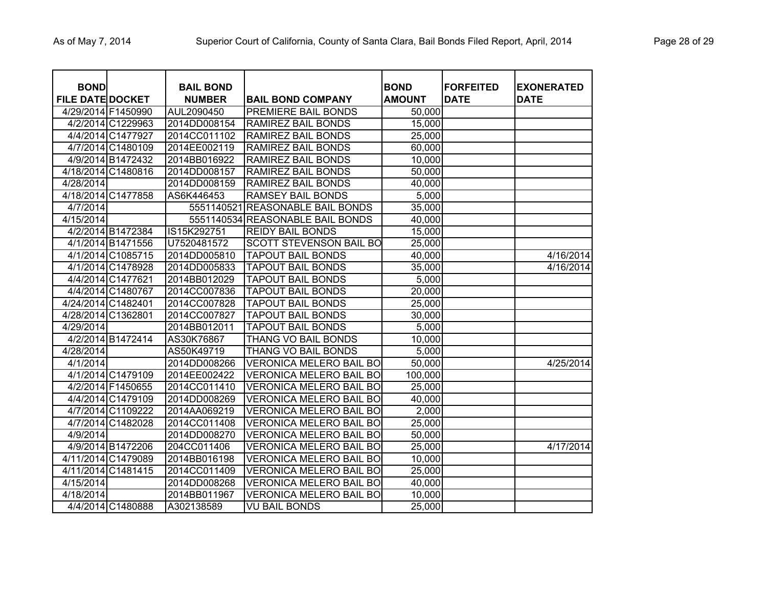| BOND FILE DATE | DOCKET | BAIL BOND NUMBER | BAIL BOND COMPANY | BOND AMOUNT | FORFEITED DATE | EXONERATED DATE |
|---|---|---|---|---|---|---|
| 4/29/2014 | F1450990 | AUL2090450 | PREMIERE BAIL BONDS | 50,000 | | |
| 4/2/2014 | C1229963 | 2014DD008154 | RAMIREZ BAIL BONDS | 15,000 | | |
| 4/4/2014 | C1477927 | 2014CC011102 | RAMIREZ BAIL BONDS | 25,000 | | |
| 4/7/2014 | C1480109 | 2014EE002119 | RAMIREZ BAIL BONDS | 60,000 | | |
| 4/9/2014 | B1472432 | 2014BB016922 | RAMIREZ BAIL BONDS | 10,000 | | |
| 4/18/2014 | C1480816 | 2014DD008157 | RAMIREZ BAIL BONDS | 50,000 | | |
| 4/28/2014 | | 2014DD008159 | RAMIREZ BAIL BONDS | 40,000 | | |
| 4/18/2014 | C1477858 | AS6K446453 | RAMSEY BAIL BONDS | 5,000 | | |
| 4/7/2014 | | 5551140521 | REASONABLE BAIL BONDS | 35,000 | | |
| 4/15/2014 | | 5551140534 | REASONABLE BAIL BONDS | 40,000 | | |
| 4/2/2014 | B1472384 | IS15K292751 | REIDY BAIL BONDS | 15,000 | | |
| 4/1/2014 | B1471556 | U7520481572 | SCOTT STEVENSON BAIL BO | 25,000 | | |
| 4/1/2014 | C1085715 | 2014DD005810 | TAPOUT BAIL BONDS | 40,000 | | 4/16/2014 |
| 4/1/2014 | C1478928 | 2014DD005833 | TAPOUT BAIL BONDS | 35,000 | | 4/16/2014 |
| 4/4/2014 | C1477621 | 2014BB012029 | TAPOUT BAIL BONDS | 5,000 | | |
| 4/4/2014 | C1480767 | 2014CC007836 | TAPOUT BAIL BONDS | 20,000 | | |
| 4/24/2014 | C1482401 | 2014CC007828 | TAPOUT BAIL BONDS | 25,000 | | |
| 4/28/2014 | C1362801 | 2014CC007827 | TAPOUT BAIL BONDS | 30,000 | | |
| 4/29/2014 | | 2014BB012011 | TAPOUT BAIL BONDS | 5,000 | | |
| 4/2/2014 | B1472414 | AS30K76867 | THANG VO BAIL BONDS | 10,000 | | |
| 4/28/2014 | | AS50K49719 | THANG VO BAIL BONDS | 5,000 | | |
| 4/1/2014 | | 2014DD008266 | VERONICA MELERO BAIL BO | 50,000 | | 4/25/2014 |
| 4/1/2014 | C1479109 | 2014EE002422 | VERONICA MELERO BAIL BO | 100,000 | | |
| 4/2/2014 | F1450655 | 2014CC011410 | VERONICA MELERO BAIL BO | 25,000 | | |
| 4/4/2014 | C1479109 | 2014DD008269 | VERONICA MELERO BAIL BO | 40,000 | | |
| 4/7/2014 | C1109222 | 2014AA069219 | VERONICA MELERO BAIL BO | 2,000 | | |
| 4/7/2014 | C1482028 | 2014CC011408 | VERONICA MELERO BAIL BO | 25,000 | | |
| 4/9/2014 | | 2014DD008270 | VERONICA MELERO BAIL BO | 50,000 | | |
| 4/9/2014 | B1472206 | 204CC011406 | VERONICA MELERO BAIL BO | 25,000 | | 4/17/2014 |
| 4/11/2014 | C1479089 | 2014BB016198 | VERONICA MELERO BAIL BO | 10,000 | | |
| 4/11/2014 | C1481415 | 2014CC011409 | VERONICA MELERO BAIL BO | 25,000 | | |
| 4/15/2014 | | 2014DD008268 | VERONICA MELERO BAIL BO | 40,000 | | |
| 4/18/2014 | | 2014BB011967 | VERONICA MELERO BAIL BO | 10,000 | | |
| 4/4/2014 | C1480888 | A302138589 | VU BAIL BONDS | 25,000 | | |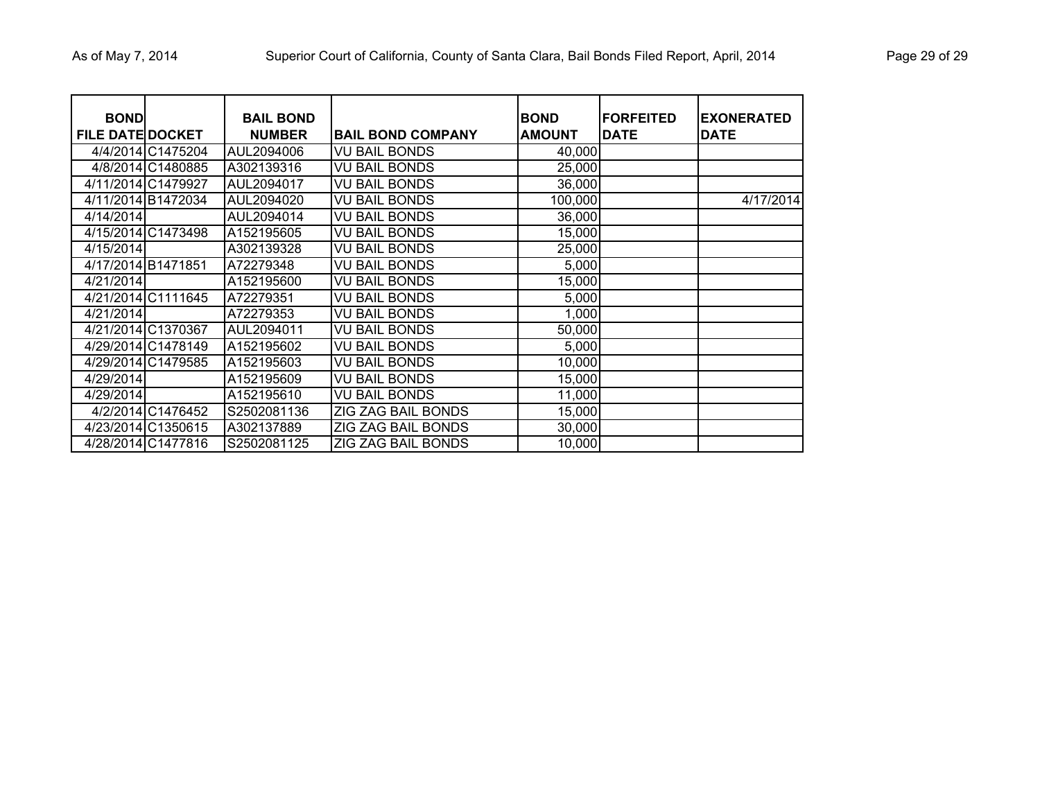| BOND FILE DATE | DOCKET | BAIL BOND NUMBER | BAIL BOND COMPANY | BOND AMOUNT | FORFEITED DATE | EXONERATED DATE |
|---|---|---|---|---|---|---|
| 4/4/2014 | C1475204 | AUL2094006 | VU BAIL BONDS | 40,000 | | |
| 4/8/2014 | C1480885 | A302139316 | VU BAIL BONDS | 25,000 | | |
| 4/11/2014 | C1479927 | AUL2094017 | VU BAIL BONDS | 36,000 | | |
| 4/11/2014 | B1472034 | AUL2094020 | VU BAIL BONDS | 100,000 | | 4/17/2014 |
| 4/14/2014 | | AUL2094014 | VU BAIL BONDS | 36,000 | | |
| 4/15/2014 | C1473498 | A152195605 | VU BAIL BONDS | 15,000 | | |
| 4/15/2014 | | A302139328 | VU BAIL BONDS | 25,000 | | |
| 4/17/2014 | B1471851 | A72279348 | VU BAIL BONDS | 5,000 | | |
| 4/21/2014 | | A152195600 | VU BAIL BONDS | 15,000 | | |
| 4/21/2014 | C1111645 | A72279351 | VU BAIL BONDS | 5,000 | | |
| 4/21/2014 | | A72279353 | VU BAIL BONDS | 1,000 | | |
| 4/21/2014 | C1370367 | AUL2094011 | VU BAIL BONDS | 50,000 | | |
| 4/29/2014 | C1478149 | A152195602 | VU BAIL BONDS | 5,000 | | |
| 4/29/2014 | C1479585 | A152195603 | VU BAIL BONDS | 10,000 | | |
| 4/29/2014 | | A152195609 | VU BAIL BONDS | 15,000 | | |
| 4/29/2014 | | A152195610 | VU BAIL BONDS | 11,000 | | |
| 4/2/2014 | C1476452 | S2502081136 | ZIG ZAG BAIL BONDS | 15,000 | | |
| 4/23/2014 | C1350615 | A302137889 | ZIG ZAG BAIL BONDS | 30,000 | | |
| 4/28/2014 | C1477816 | S2502081125 | ZIG ZAG BAIL BONDS | 10,000 | | |